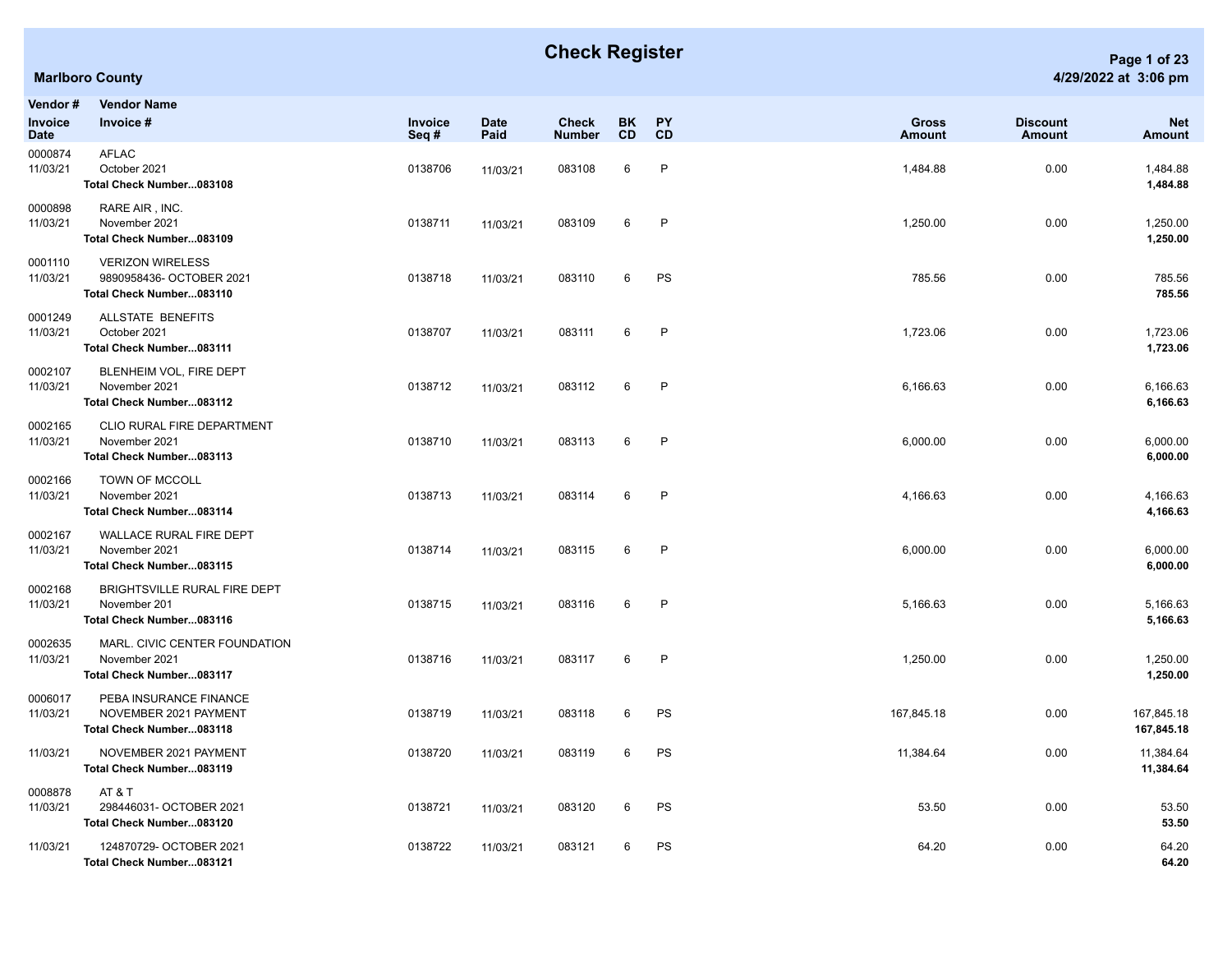# Check Register

**Marlboro County**

| Vendor # / Invoice Date | Vendor Name / Invoice # | Invoice Seq # | Date Paid | Check Number | BK CD | PY CD | Gross Amount | Discount Amount | Net Amount |
|---|---|---|---|---|---|---|---|---|---|
| 0000874 | AFLAC | | | | | | | | |
| 11/03/21 | October 2021 | 0138706 | 11/03/21 | 083108 | 6 | P | 1,484.88 | 0.00 | 1,484.88 |
| | **Total Check Number...083108** | | | | | | | | **1,484.88** |
| 0000898 | RARE AIR , INC. | | | | | | | | |
| 11/03/21 | November 2021 | 0138711 | 11/03/21 | 083109 | 6 | P | 1,250.00 | 0.00 | 1,250.00 |
| | **Total Check Number...083109** | | | | | | | | **1,250.00** |
| 0001110 | VERIZON WIRELESS | | | | | | | | |
| 11/03/21 | 9890958436- OCTOBER 2021 | 0138718 | 11/03/21 | 083110 | 6 | PS | 785.56 | 0.00 | 785.56 |
| | **Total Check Number...083110** | | | | | | | | **785.56** |
| 0001249 | ALLSTATE BENEFITS | | | | | | | | |
| 11/03/21 | October 2021 | 0138707 | 11/03/21 | 083111 | 6 | P | 1,723.06 | 0.00 | 1,723.06 |
| | **Total Check Number...083111** | | | | | | | | **1,723.06** |
| 0002107 | BLENHEIM VOL, FIRE DEPT | | | | | | | | |
| 11/03/21 | November 2021 | 0138712 | 11/03/21 | 083112 | 6 | P | 6,166.63 | 0.00 | 6,166.63 |
| | **Total Check Number...083112** | | | | | | | | **6,166.63** |
| 0002165 | CLIO RURAL FIRE DEPARTMENT | | | | | | | | |
| 11/03/21 | November 2021 | 0138710 | 11/03/21 | 083113 | 6 | P | 6,000.00 | 0.00 | 6,000.00 |
| | **Total Check Number...083113** | | | | | | | | **6,000.00** |
| 0002166 | TOWN OF MCCOLL | | | | | | | | |
| 11/03/21 | November 2021 | 0138713 | 11/03/21 | 083114 | 6 | P | 4,166.63 | 0.00 | 4,166.63 |
| | **Total Check Number...083114** | | | | | | | | **4,166.63** |
| 0002167 | WALLACE RURAL FIRE DEPT | | | | | | | | |
| 11/03/21 | November 2021 | 0138714 | 11/03/21 | 083115 | 6 | P | 6,000.00 | 0.00 | 6,000.00 |
| | **Total Check Number...083115** | | | | | | | | **6,000.00** |
| 0002168 | BRIGHTSVILLE RURAL FIRE DEPT | | | | | | | | |
| 11/03/21 | November 201 | 0138715 | 11/03/21 | 083116 | 6 | P | 5,166.63 | 0.00 | 5,166.63 |
| | **Total Check Number...083116** | | | | | | | | **5,166.63** |
| 0002635 | MARL. CIVIC CENTER FOUNDATION | | | | | | | | |
| 11/03/21 | November 2021 | 0138716 | 11/03/21 | 083117 | 6 | P | 1,250.00 | 0.00 | 1,250.00 |
| | **Total Check Number...083117** | | | | | | | | **1,250.00** |
| 0006017 | PEBA INSURANCE FINANCE | | | | | | | | |
| 11/03/21 | NOVEMBER 2021 PAYMENT | 0138719 | 11/03/21 | 083118 | 6 | PS | 167,845.18 | 0.00 | 167,845.18 |
| | **Total Check Number...083118** | | | | | | | | **167,845.18** |
| 11/03/21 | NOVEMBER 2021 PAYMENT | 0138720 | 11/03/21 | 083119 | 6 | PS | 11,384.64 | 0.00 | 11,384.64 |
| | **Total Check Number...083119** | | | | | | | | **11,384.64** |
| 0008878 | AT & T | | | | | | | | |
| 11/03/21 | 298446031- OCTOBER 2021 | 0138721 | 11/03/21 | 083120 | 6 | PS | 53.50 | 0.00 | 53.50 |
| | **Total Check Number...083120** | | | | | | | | **53.50** |
| 11/03/21 | 124870729- OCTOBER 2021 | 0138722 | 11/03/21 | 083121 | 6 | PS | 64.20 | 0.00 | 64.20 |
| | **Total Check Number...083121** | | | | | | | | **64.20** |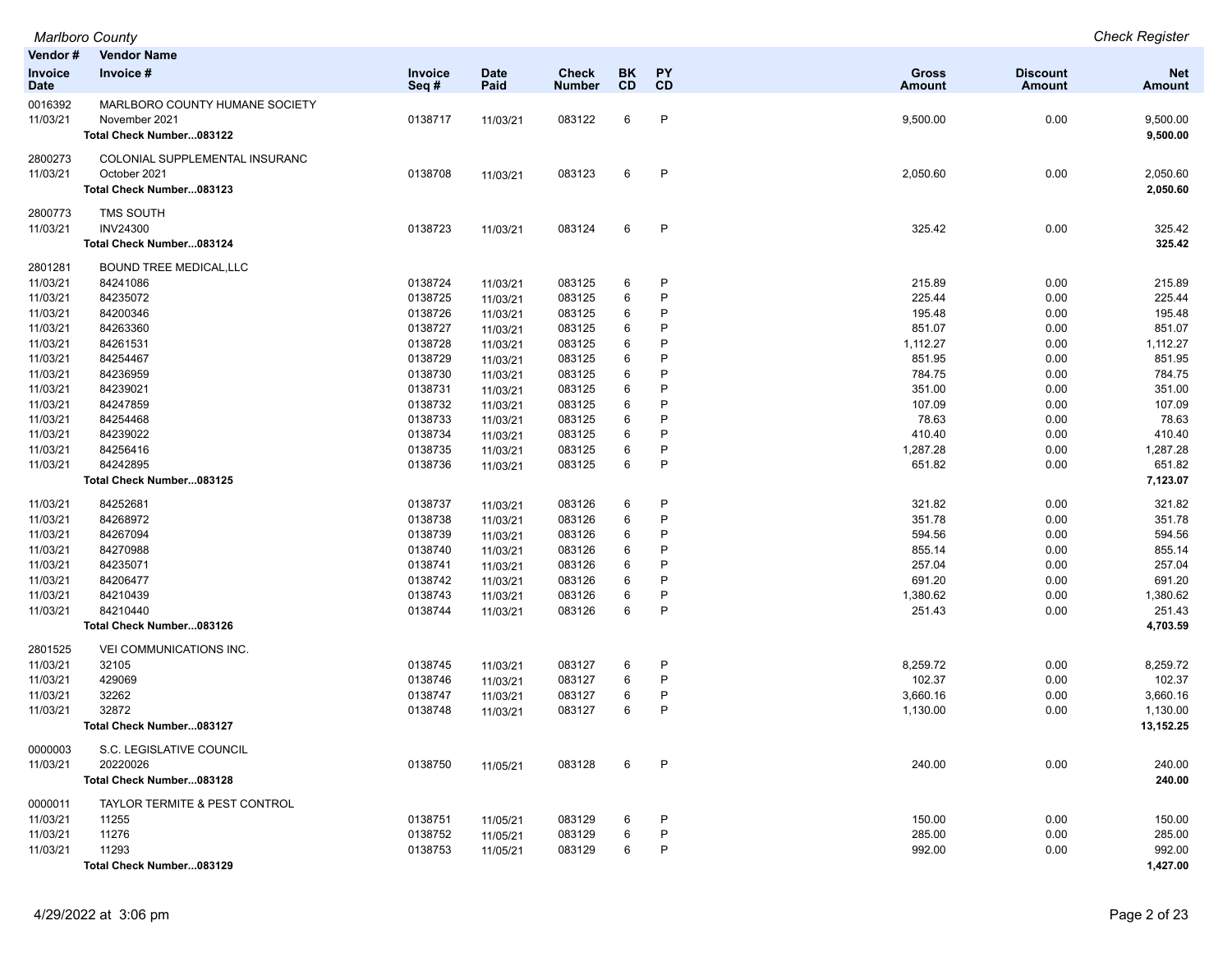# Marlboro County

## Check Register

| Vendor # / Invoice Date | Vendor Name / Invoice # | Invoice Seq # | Date Paid | Check Number | BK CD | PY CD | Gross Amount | Discount Amount | Net Amount |
|---|---|---|---|---|---|---|---|---|---|
| 0016392 | MARLBORO COUNTY HUMANE SOCIETY | | | | | | | | |
| 11/03/21 | November 2021 | 0138717 | 11/03/21 | 083122 | 6 | P | 9,500.00 | 0.00 | 9,500.00 |
| | **Total Check Number...083122** | | | | | | | | **9,500.00** |
| 2800273 | COLONIAL SUPPLEMENTAL INSURANC | | | | | | | | |
| 11/03/21 | October 2021 | 0138708 | 11/03/21 | 083123 | 6 | P | 2,050.60 | 0.00 | 2,050.60 |
| | **Total Check Number...083123** | | | | | | | | **2,050.60** |
| 2800773 | TMS SOUTH | | | | | | | | |
| 11/03/21 | INV24300 | 0138723 | 11/03/21 | 083124 | 6 | P | 325.42 | 0.00 | 325.42 |
| | **Total Check Number...083124** | | | | | | | | **325.42** |
| 2801281 | BOUND TREE MEDICAL,LLC | | | | | | | | |
| 11/03/21 | 84241086 | 0138724 | 11/03/21 | 083125 | 6 | P | 215.89 | 0.00 | 215.89 |
| 11/03/21 | 84235072 | 0138725 | 11/03/21 | 083125 | 6 | P | 225.44 | 0.00 | 225.44 |
| 11/03/21 | 84200346 | 0138726 | 11/03/21 | 083125 | 6 | P | 195.48 | 0.00 | 195.48 |
| 11/03/21 | 84263360 | 0138727 | 11/03/21 | 083125 | 6 | P | 851.07 | 0.00 | 851.07 |
| 11/03/21 | 84261531 | 0138728 | 11/03/21 | 083125 | 6 | P | 1,112.27 | 0.00 | 1,112.27 |
| 11/03/21 | 84254467 | 0138729 | 11/03/21 | 083125 | 6 | P | 851.95 | 0.00 | 851.95 |
| 11/03/21 | 84236959 | 0138730 | 11/03/21 | 083125 | 6 | P | 784.75 | 0.00 | 784.75 |
| 11/03/21 | 84239021 | 0138731 | 11/03/21 | 083125 | 6 | P | 351.00 | 0.00 | 351.00 |
| 11/03/21 | 84247859 | 0138732 | 11/03/21 | 083125 | 6 | P | 107.09 | 0.00 | 107.09 |
| 11/03/21 | 84254468 | 0138733 | 11/03/21 | 083125 | 6 | P | 78.63 | 0.00 | 78.63 |
| 11/03/21 | 84239022 | 0138734 | 11/03/21 | 083125 | 6 | P | 410.40 | 0.00 | 410.40 |
| 11/03/21 | 84256416 | 0138735 | 11/03/21 | 083125 | 6 | P | 1,287.28 | 0.00 | 1,287.28 |
| 11/03/21 | 84242895 | 0138736 | 11/03/21 | 083125 | 6 | P | 651.82 | 0.00 | 651.82 |
| | **Total Check Number...083125** | | | | | | | | **7,123.07** |
| 11/03/21 | 84252681 | 0138737 | 11/03/21 | 083126 | 6 | P | 321.82 | 0.00 | 321.82 |
| 11/03/21 | 84268972 | 0138738 | 11/03/21 | 083126 | 6 | P | 351.78 | 0.00 | 351.78 |
| 11/03/21 | 84267094 | 0138739 | 11/03/21 | 083126 | 6 | P | 594.56 | 0.00 | 594.56 |
| 11/03/21 | 84270988 | 0138740 | 11/03/21 | 083126 | 6 | P | 855.14 | 0.00 | 855.14 |
| 11/03/21 | 84235071 | 0138741 | 11/03/21 | 083126 | 6 | P | 257.04 | 0.00 | 257.04 |
| 11/03/21 | 84206477 | 0138742 | 11/03/21 | 083126 | 6 | P | 691.20 | 0.00 | 691.20 |
| 11/03/21 | 84210439 | 0138743 | 11/03/21 | 083126 | 6 | P | 1,380.62 | 0.00 | 1,380.62 |
| 11/03/21 | 84210440 | 0138744 | 11/03/21 | 083126 | 6 | P | 251.43 | 0.00 | 251.43 |
| | **Total Check Number...083126** | | | | | | | | **4,703.59** |
| 2801525 | VEI COMMUNICATIONS INC. | | | | | | | | |
| 11/03/21 | 32105 | 0138745 | 11/03/21 | 083127 | 6 | P | 8,259.72 | 0.00 | 8,259.72 |
| 11/03/21 | 429069 | 0138746 | 11/03/21 | 083127 | 6 | P | 102.37 | 0.00 | 102.37 |
| 11/03/21 | 32262 | 0138747 | 11/03/21 | 083127 | 6 | P | 3,660.16 | 0.00 | 3,660.16 |
| 11/03/21 | 32872 | 0138748 | 11/03/21 | 083127 | 6 | P | 1,130.00 | 0.00 | 1,130.00 |
| | **Total Check Number...083127** | | | | | | | | **13,152.25** |
| 0000003 | S.C. LEGISLATIVE COUNCIL | | | | | | | | |
| 11/03/21 | 20220026 | 0138750 | 11/05/21 | 083128 | 6 | P | 240.00 | 0.00 | 240.00 |
| | **Total Check Number...083128** | | | | | | | | **240.00** |
| 0000011 | TAYLOR TERMITE & PEST CONTROL | | | | | | | | |
| 11/03/21 | 11255 | 0138751 | 11/05/21 | 083129 | 6 | P | 150.00 | 0.00 | 150.00 |
| 11/03/21 | 11276 | 0138752 | 11/05/21 | 083129 | 6 | P | 285.00 | 0.00 | 285.00 |
| 11/03/21 | 11293 | 0138753 | 11/05/21 | 083129 | 6 | P | 992.00 | 0.00 | 992.00 |
| | **Total Check Number...083129** | | | | | | | | **1,427.00** |

4/29/2022 at 3:06 pm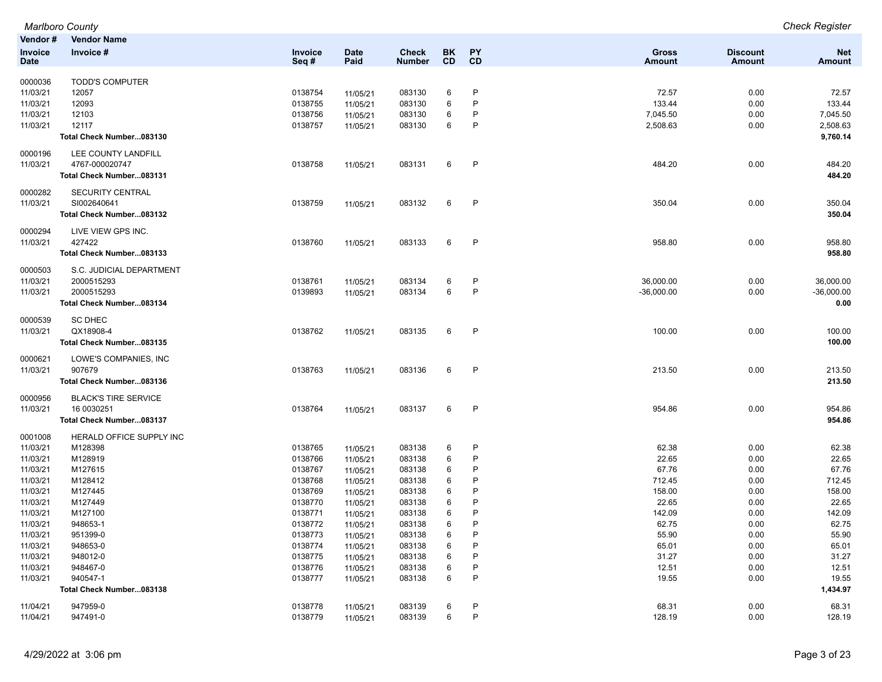| Vendor # / Invoice Date | Vendor Name / Invoice # | Invoice Seq # | Date Paid | Check Number | BK CD | PY CD | Gross Amount | Discount Amount | Net Amount |
|---|---|---|---|---|---|---|---|---|---|
| 0000036 | TODD'S COMPUTER | | | | | | | | |
| 11/03/21 | 12057 | 0138754 | 11/05/21 | 083130 | 6 | P | 72.57 | 0.00 | 72.57 |
| 11/03/21 | 12093 | 0138755 | 11/05/21 | 083130 | 6 | P | 133.44 | 0.00 | 133.44 |
| 11/03/21 | 12103 | 0138756 | 11/05/21 | 083130 | 6 | P | 7,045.50 | 0.00 | 7,045.50 |
| 11/03/21 | 12117 | 0138757 | 11/05/21 | 083130 | 6 | P | 2,508.63 | 0.00 | 2,508.63 |
| | **Total Check Number...083130** | | | | | | | | **9,760.14** |
| 0000196 | LEE COUNTY LANDFILL | | | | | | | | |
| 11/03/21 | 4767-000020747 | 0138758 | 11/05/21 | 083131 | 6 | P | 484.20 | 0.00 | 484.20 |
| | **Total Check Number...083131** | | | | | | | | **484.20** |
| 0000282 | SECURITY CENTRAL | | | | | | | | |
| 11/03/21 | SI002640641 | 0138759 | 11/05/21 | 083132 | 6 | P | 350.04 | 0.00 | 350.04 |
| | **Total Check Number...083132** | | | | | | | | **350.04** |
| 0000294 | LIVE VIEW GPS INC. | | | | | | | | |
| 11/03/21 | 427422 | 0138760 | 11/05/21 | 083133 | 6 | P | 958.80 | 0.00 | 958.80 |
| | **Total Check Number...083133** | | | | | | | | **958.80** |
| 0000503 | S.C. JUDICIAL DEPARTMENT | | | | | | | | |
| 11/03/21 | 2000515293 | 0138761 | 11/05/21 | 083134 | 6 | P | 36,000.00 | 0.00 | 36,000.00 |
| 11/03/21 | 2000515293 | 0139893 | 11/05/21 | 083134 | 6 | P | -36,000.00 | 0.00 | -36,000.00 |
| | **Total Check Number...083134** | | | | | | | | **0.00** |
| 0000539 | SC DHEC | | | | | | | | |
| 11/03/21 | QX18908-4 | 0138762 | 11/05/21 | 083135 | 6 | P | 100.00 | 0.00 | 100.00 |
| | **Total Check Number...083135** | | | | | | | | **100.00** |
| 0000621 | LOWE'S COMPANIES, INC | | | | | | | | |
| 11/03/21 | 907679 | 0138763 | 11/05/21 | 083136 | 6 | P | 213.50 | 0.00 | 213.50 |
| | **Total Check Number...083136** | | | | | | | | **213.50** |
| 0000956 | BLACK'S TIRE SERVICE | | | | | | | | |
| 11/03/21 | 16 0030251 | 0138764 | 11/05/21 | 083137 | 6 | P | 954.86 | 0.00 | 954.86 |
| | **Total Check Number...083137** | | | | | | | | **954.86** |
| 0001008 | HERALD OFFICE SUPPLY INC | | | | | | | | |
| 11/03/21 | M128398 | 0138765 | 11/05/21 | 083138 | 6 | P | 62.38 | 0.00 | 62.38 |
| 11/03/21 | M128919 | 0138766 | 11/05/21 | 083138 | 6 | P | 22.65 | 0.00 | 22.65 |
| 11/03/21 | M127615 | 0138767 | 11/05/21 | 083138 | 6 | P | 67.76 | 0.00 | 67.76 |
| 11/03/21 | M128412 | 0138768 | 11/05/21 | 083138 | 6 | P | 712.45 | 0.00 | 712.45 |
| 11/03/21 | M127445 | 0138769 | 11/05/21 | 083138 | 6 | P | 158.00 | 0.00 | 158.00 |
| 11/03/21 | M127449 | 0138770 | 11/05/21 | 083138 | 6 | P | 22.65 | 0.00 | 22.65 |
| 11/03/21 | M127100 | 0138771 | 11/05/21 | 083138 | 6 | P | 142.09 | 0.00 | 142.09 |
| 11/03/21 | 948653-1 | 0138772 | 11/05/21 | 083138 | 6 | P | 62.75 | 0.00 | 62.75 |
| 11/03/21 | 951399-0 | 0138773 | 11/05/21 | 083138 | 6 | P | 55.90 | 0.00 | 55.90 |
| 11/03/21 | 948653-0 | 0138774 | 11/05/21 | 083138 | 6 | P | 65.01 | 0.00 | 65.01 |
| 11/03/21 | 948012-0 | 0138775 | 11/05/21 | 083138 | 6 | P | 31.27 | 0.00 | 31.27 |
| 11/03/21 | 948467-0 | 0138776 | 11/05/21 | 083138 | 6 | P | 12.51 | 0.00 | 12.51 |
| 11/03/21 | 940547-1 | 0138777 | 11/05/21 | 083138 | 6 | P | 19.55 | 0.00 | 19.55 |
| | **Total Check Number...083138** | | | | | | | | **1,434.97** |
| 11/04/21 | 947959-0 | 0138778 | 11/05/21 | 083139 | 6 | P | 68.31 | 0.00 | 68.31 |
| 11/04/21 | 947491-0 | 0138779 | 11/05/21 | 083139 | 6 | P | 128.19 | 0.00 | 128.19 |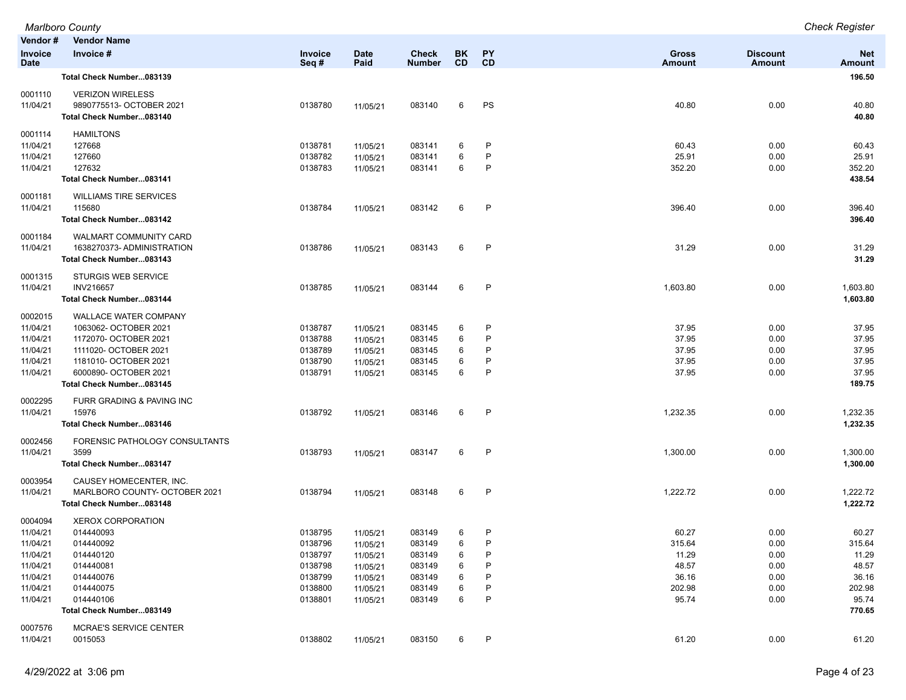| Vendor # / Invoice Date | Vendor Name / Invoice # | Invoice Seq # | Date Paid | Check Number | BK CD | PY CD | Gross Amount | Discount Amount | Net Amount |
|---|---|---|---|---|---|---|---|---|---|
| | **Total Check Number...083139** | | | | | | | | **196.50** |
| 0001110 | VERIZON WIRELESS | | | | | | | | |
| 11/04/21 | 9890775513- OCTOBER 2021 | 0138780 | 11/05/21 | 083140 | 6 | PS | 40.80 | 0.00 | 40.80 |
| | **Total Check Number...083140** | | | | | | | | **40.80** |
| 0001114 | HAMILTONS | | | | | | | | |
| 11/04/21 | 127668 | 0138781 | 11/05/21 | 083141 | 6 | P | 60.43 | 0.00 | 60.43 |
| 11/04/21 | 127660 | 0138782 | 11/05/21 | 083141 | 6 | P | 25.91 | 0.00 | 25.91 |
| 11/04/21 | 127632 | 0138783 | 11/05/21 | 083141 | 6 | P | 352.20 | 0.00 | 352.20 |
| | **Total Check Number...083141** | | | | | | | | **438.54** |
| 0001181 | WILLIAMS TIRE SERVICES | | | | | | | | |
| 11/04/21 | 115680 | 0138784 | 11/05/21 | 083142 | 6 | P | 396.40 | 0.00 | 396.40 |
| | **Total Check Number...083142** | | | | | | | | **396.40** |
| 0001184 | WALMART COMMUNITY CARD | | | | | | | | |
| 11/04/21 | 1638270373- ADMINISTRATION | 0138786 | 11/05/21 | 083143 | 6 | P | 31.29 | 0.00 | 31.29 |
| | **Total Check Number...083143** | | | | | | | | **31.29** |
| 0001315 | STURGIS WEB SERVICE | | | | | | | | |
| 11/04/21 | INV216657 | 0138785 | 11/05/21 | 083144 | 6 | P | 1,603.80 | 0.00 | 1,603.80 |
| | **Total Check Number...083144** | | | | | | | | **1,603.80** |
| 0002015 | WALLACE WATER COMPANY | | | | | | | | |
| 11/04/21 | 1063062- OCTOBER 2021 | 0138787 | 11/05/21 | 083145 | 6 | P | 37.95 | 0.00 | 37.95 |
| 11/04/21 | 1172070- OCTOBER 2021 | 0138788 | 11/05/21 | 083145 | 6 | P | 37.95 | 0.00 | 37.95 |
| 11/04/21 | 1111020- OCTOBER 2021 | 0138789 | 11/05/21 | 083145 | 6 | P | 37.95 | 0.00 | 37.95 |
| 11/04/21 | 1181010- OCTOBER 2021 | 0138790 | 11/05/21 | 083145 | 6 | P | 37.95 | 0.00 | 37.95 |
| 11/04/21 | 6000890- OCTOBER 2021 | 0138791 | 11/05/21 | 083145 | 6 | P | 37.95 | 0.00 | 37.95 |
| | **Total Check Number...083145** | | | | | | | | **189.75** |
| 0002295 | FURR GRADING & PAVING INC | | | | | | | | |
| 11/04/21 | 15976 | 0138792 | 11/05/21 | 083146 | 6 | P | 1,232.35 | 0.00 | 1,232.35 |
| | **Total Check Number...083146** | | | | | | | | **1,232.35** |
| 0002456 | FORENSIC PATHOLOGY CONSULTANTS | | | | | | | | |
| 11/04/21 | 3599 | 0138793 | 11/05/21 | 083147 | 6 | P | 1,300.00 | 0.00 | 1,300.00 |
| | **Total Check Number...083147** | | | | | | | | **1,300.00** |
| 0003954 | CAUSEY HOMECENTER, INC. | | | | | | | | |
| 11/04/21 | MARLBORO COUNTY- OCTOBER 2021 | 0138794 | 11/05/21 | 083148 | 6 | P | 1,222.72 | 0.00 | 1,222.72 |
| | **Total Check Number...083148** | | | | | | | | **1,222.72** |
| 0004094 | XEROX CORPORATION | | | | | | | | |
| 11/04/21 | 014440093 | 0138795 | 11/05/21 | 083149 | 6 | P | 60.27 | 0.00 | 60.27 |
| 11/04/21 | 014440092 | 0138796 | 11/05/21 | 083149 | 6 | P | 315.64 | 0.00 | 315.64 |
| 11/04/21 | 014440120 | 0138797 | 11/05/21 | 083149 | 6 | P | 11.29 | 0.00 | 11.29 |
| 11/04/21 | 014440081 | 0138798 | 11/05/21 | 083149 | 6 | P | 48.57 | 0.00 | 48.57 |
| 11/04/21 | 014440076 | 0138799 | 11/05/21 | 083149 | 6 | P | 36.16 | 0.00 | 36.16 |
| 11/04/21 | 014440075 | 0138800 | 11/05/21 | 083149 | 6 | P | 202.98 | 0.00 | 202.98 |
| 11/04/21 | 014440106 | 0138801 | 11/05/21 | 083149 | 6 | P | 95.74 | 0.00 | 95.74 |
| | **Total Check Number...083149** | | | | | | | | **770.65** |
| 0007576 | MCRAE'S SERVICE CENTER | | | | | | | | |
| 11/04/21 | 0015053 | 0138802 | 11/05/21 | 083150 | 6 | P | 61.20 | 0.00 | 61.20 |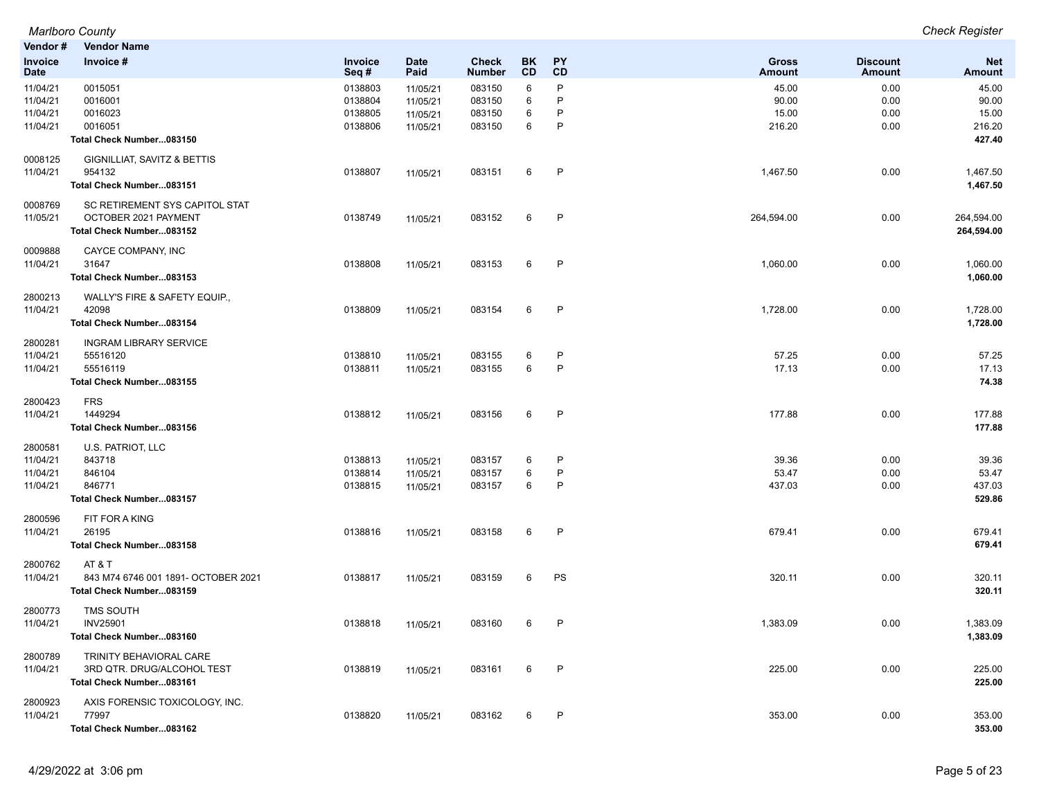| Vendor # Invoice Date | Vendor Name Invoice # | Invoice Seq # | Date Paid | Check Number | BK CD | PY CD | Gross Amount | Discount Amount | Net Amount |
|---|---|---|---|---|---|---|---|---|---|
| 11/04/21 | 0015051 | 0138803 | 11/05/21 | 083150 | 6 | P | 45.00 | 0.00 | 45.00 |
| 11/04/21 | 0016001 | 0138804 | 11/05/21 | 083150 | 6 | P | 90.00 | 0.00 | 90.00 |
| 11/04/21 | 0016023 | 0138805 | 11/05/21 | 083150 | 6 | P | 15.00 | 0.00 | 15.00 |
| 11/04/21 | 0016051 | 0138806 | 11/05/21 | 083150 | 6 | P | 216.20 | 0.00 | 216.20 |
| | **Total Check Number...083150** | | | | | | | | **427.40** |
| 0008125 | GIGNILLIAT, SAVITZ & BETTIS | | | | | | | | |
| 11/04/21 | 954132 | 0138807 | 11/05/21 | 083151 | 6 | P | 1,467.50 | 0.00 | 1,467.50 |
| | **Total Check Number...083151** | | | | | | | | **1,467.50** |
| 0008769 | SC RETIREMENT SYS CAPITOL STAT | | | | | | | | |
| 11/05/21 | OCTOBER 2021 PAYMENT | 0138749 | 11/05/21 | 083152 | 6 | P | 264,594.00 | 0.00 | 264,594.00 |
| | **Total Check Number...083152** | | | | | | | | **264,594.00** |
| 0009888 | CAYCE COMPANY, INC | | | | | | | | |
| 11/04/21 | 31647 | 0138808 | 11/05/21 | 083153 | 6 | P | 1,060.00 | 0.00 | 1,060.00 |
| | **Total Check Number...083153** | | | | | | | | **1,060.00** |
| 2800213 | WALLY'S FIRE & SAFETY EQUIP., | | | | | | | | |
| 11/04/21 | 42098 | 0138809 | 11/05/21 | 083154 | 6 | P | 1,728.00 | 0.00 | 1,728.00 |
| | **Total Check Number...083154** | | | | | | | | **1,728.00** |
| 2800281 | INGRAM LIBRARY SERVICE | | | | | | | | |
| 11/04/21 | 55516120 | 0138810 | 11/05/21 | 083155 | 6 | P | 57.25 | 0.00 | 57.25 |
| 11/04/21 | 55516119 | 0138811 | 11/05/21 | 083155 | 6 | P | 17.13 | 0.00 | 17.13 |
| | **Total Check Number...083155** | | | | | | | | **74.38** |
| 2800423 | FRS | | | | | | | | |
| 11/04/21 | 1449294 | 0138812 | 11/05/21 | 083156 | 6 | P | 177.88 | 0.00 | 177.88 |
| | **Total Check Number...083156** | | | | | | | | **177.88** |
| 2800581 | U.S. PATRIOT, LLC | | | | | | | | |
| 11/04/21 | 843718 | 0138813 | 11/05/21 | 083157 | 6 | P | 39.36 | 0.00 | 39.36 |
| 11/04/21 | 846104 | 0138814 | 11/05/21 | 083157 | 6 | P | 53.47 | 0.00 | 53.47 |
| 11/04/21 | 846771 | 0138815 | 11/05/21 | 083157 | 6 | P | 437.03 | 0.00 | 437.03 |
| | **Total Check Number...083157** | | | | | | | | **529.86** |
| 2800596 | FIT FOR A KING | | | | | | | | |
| 11/04/21 | 26195 | 0138816 | 11/05/21 | 083158 | 6 | P | 679.41 | 0.00 | 679.41 |
| | **Total Check Number...083158** | | | | | | | | **679.41** |
| 2800762 | AT & T | | | | | | | | |
| 11/04/21 | 843 M74 6746 001 1891- OCTOBER 2021 | 0138817 | 11/05/21 | 083159 | 6 | PS | 320.11 | 0.00 | 320.11 |
| | **Total Check Number...083159** | | | | | | | | **320.11** |
| 2800773 | TMS SOUTH | | | | | | | | |
| 11/04/21 | INV25901 | 0138818 | 11/05/21 | 083160 | 6 | P | 1,383.09 | 0.00 | 1,383.09 |
| | **Total Check Number...083160** | | | | | | | | **1,383.09** |
| 2800789 | TRINITY BEHAVIORAL CARE | | | | | | | | |
| 11/04/21 | 3RD QTR. DRUG/ALCOHOL TEST | 0138819 | 11/05/21 | 083161 | 6 | P | 225.00 | 0.00 | 225.00 |
| | **Total Check Number...083161** | | | | | | | | **225.00** |
| 2800923 | AXIS FORENSIC TOXICOLOGY, INC. | | | | | | | | |
| 11/04/21 | 77997 | 0138820 | 11/05/21 | 083162 | 6 | P | 353.00 | 0.00 | 353.00 |
| | **Total Check Number...083162** | | | | | | | | **353.00** |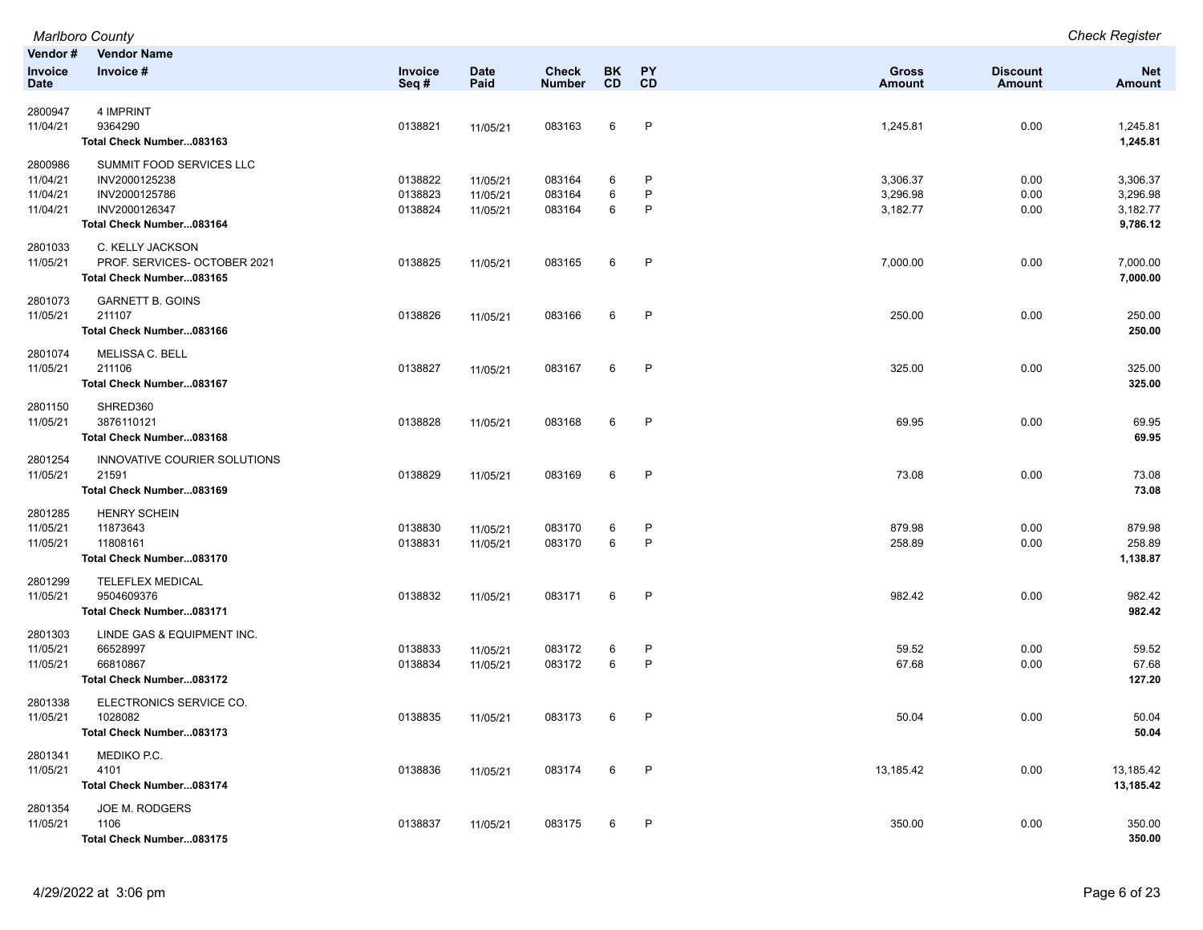| Vendor # | Vendor Name | | | | | | | | |
|---|---|---|---|---|---|---|---|---|---|
| Invoice Date | Invoice # | Invoice Seq # | Date Paid | Check Number | BK CD | PY CD | Gross Amount | Discount Amount | Net Amount |
| 2800947 | 4 IMPRINT | | | | | | | | |
| 11/04/21 | 9364290 | 0138821 | 11/05/21 | 083163 | 6 | P | 1,245.81 | 0.00 | 1,245.81 |
| | **Total Check Number...083163** | | | | | | | | **1,245.81** |
| 2800986 | SUMMIT FOOD SERVICES LLC | | | | | | | | |
| 11/04/21 | INV2000125238 | 0138822 | 11/05/21 | 083164 | 6 | P | 3,306.37 | 0.00 | 3,306.37 |
| 11/04/21 | INV2000125786 | 0138823 | 11/05/21 | 083164 | 6 | P | 3,296.98 | 0.00 | 3,296.98 |
| 11/04/21 | INV2000126347 | 0138824 | 11/05/21 | 083164 | 6 | P | 3,182.77 | 0.00 | 3,182.77 |
| | **Total Check Number...083164** | | | | | | | | **9,786.12** |
| 2801033 | C. KELLY JACKSON | | | | | | | | |
| 11/05/21 | PROF. SERVICES- OCTOBER 2021 | 0138825 | 11/05/21 | 083165 | 6 | P | 7,000.00 | 0.00 | 7,000.00 |
| | **Total Check Number...083165** | | | | | | | | **7,000.00** |
| 2801073 | GARNETT B. GOINS | | | | | | | | |
| 11/05/21 | 211107 | 0138826 | 11/05/21 | 083166 | 6 | P | 250.00 | 0.00 | 250.00 |
| | **Total Check Number...083166** | | | | | | | | **250.00** |
| 2801074 | MELISSA C. BELL | | | | | | | | |
| 11/05/21 | 211106 | 0138827 | 11/05/21 | 083167 | 6 | P | 325.00 | 0.00 | 325.00 |
| | **Total Check Number...083167** | | | | | | | | **325.00** |
| 2801150 | SHRED360 | | | | | | | | |
| 11/05/21 | 3876110121 | 0138828 | 11/05/21 | 083168 | 6 | P | 69.95 | 0.00 | 69.95 |
| | **Total Check Number...083168** | | | | | | | | **69.95** |
| 2801254 | INNOVATIVE COURIER SOLUTIONS | | | | | | | | |
| 11/05/21 | 21591 | 0138829 | 11/05/21 | 083169 | 6 | P | 73.08 | 0.00 | 73.08 |
| | **Total Check Number...083169** | | | | | | | | **73.08** |
| 2801285 | HENRY SCHEIN | | | | | | | | |
| 11/05/21 | 11873643 | 0138830 | 11/05/21 | 083170 | 6 | P | 879.98 | 0.00 | 879.98 |
| 11/05/21 | 11808161 | 0138831 | 11/05/21 | 083170 | 6 | P | 258.89 | 0.00 | 258.89 |
| | **Total Check Number...083170** | | | | | | | | **1,138.87** |
| 2801299 | TELEFLEX MEDICAL | | | | | | | | |
| 11/05/21 | 9504609376 | 0138832 | 11/05/21 | 083171 | 6 | P | 982.42 | 0.00 | 982.42 |
| | **Total Check Number...083171** | | | | | | | | **982.42** |
| 2801303 | LINDE GAS & EQUIPMENT INC. | | | | | | | | |
| 11/05/21 | 66528997 | 0138833 | 11/05/21 | 083172 | 6 | P | 59.52 | 0.00 | 59.52 |
| 11/05/21 | 66810867 | 0138834 | 11/05/21 | 083172 | 6 | P | 67.68 | 0.00 | 67.68 |
| | **Total Check Number...083172** | | | | | | | | **127.20** |
| 2801338 | ELECTRONICS SERVICE CO. | | | | | | | | |
| 11/05/21 | 1028082 | 0138835 | 11/05/21 | 083173 | 6 | P | 50.04 | 0.00 | 50.04 |
| | **Total Check Number...083173** | | | | | | | | **50.04** |
| 2801341 | MEDIKO P.C. | | | | | | | | |
| 11/05/21 | 4101 | 0138836 | 11/05/21 | 083174 | 6 | P | 13,185.42 | 0.00 | 13,185.42 |
| | **Total Check Number...083174** | | | | | | | | **13,185.42** |
| 2801354 | JOE M. RODGERS | | | | | | | | |
| 11/05/21 | 1106 | 0138837 | 11/05/21 | 083175 | 6 | P | 350.00 | 0.00 | 350.00 |
| | **Total Check Number...083175** | | | | | | | | **350.00** |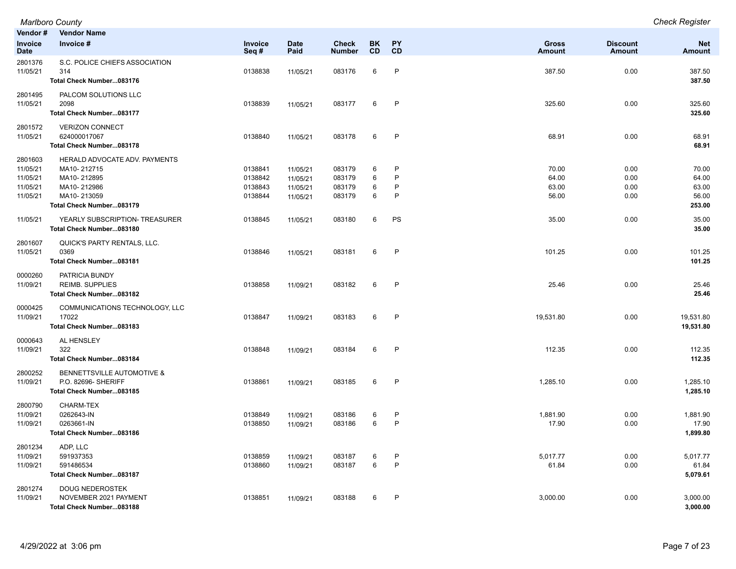| Vendor # | Vendor Name | | | | | | | | |
|---|---|---|---|---|---|---|---|---|---|
| Invoice Date | Invoice # | Invoice Seq # | Date Paid | Check Number | BK CD | PY CD | Gross Amount | Discount Amount | Net Amount |
| 2801376 | S.C. POLICE CHIEFS ASSOCIATION | | | | | | | | |
| 11/05/21 | 314 | 0138838 | 11/05/21 | 083176 | 6 | P | 387.50 | 0.00 | 387.50 |
| | **Total Check Number...083176** | | | | | | | | **387.50** |
| 2801495 | PALCOM SOLUTIONS LLC | | | | | | | | |
| 11/05/21 | 2098 | 0138839 | 11/05/21 | 083177 | 6 | P | 325.60 | 0.00 | 325.60 |
| | **Total Check Number...083177** | | | | | | | | **325.60** |
| 2801572 | VERIZON CONNECT | | | | | | | | |
| 11/05/21 | 624000017067 | 0138840 | 11/05/21 | 083178 | 6 | P | 68.91 | 0.00 | 68.91 |
| | **Total Check Number...083178** | | | | | | | | **68.91** |
| 2801603 | HERALD ADVOCATE ADV. PAYMENTS | | | | | | | | |
| 11/05/21 | MA10- 212715 | 0138841 | 11/05/21 | 083179 | 6 | P | 70.00 | 0.00 | 70.00 |
| 11/05/21 | MA10- 212895 | 0138842 | 11/05/21 | 083179 | 6 | P | 64.00 | 0.00 | 64.00 |
| 11/05/21 | MA10- 212986 | 0138843 | 11/05/21 | 083179 | 6 | P | 63.00 | 0.00 | 63.00 |
| 11/05/21 | MA10- 213059 | 0138844 | 11/05/21 | 083179 | 6 | P | 56.00 | 0.00 | 56.00 |
| | **Total Check Number...083179** | | | | | | | | **253.00** |
| 11/05/21 | YEARLY SUBSCRIPTION- TREASURER | 0138845 | 11/05/21 | 083180 | 6 | PS | 35.00 | 0.00 | 35.00 |
| | **Total Check Number...083180** | | | | | | | | **35.00** |
| 2801607 | QUICK'S PARTY RENTALS, LLC. | | | | | | | | |
| 11/05/21 | 0369 | 0138846 | 11/05/21 | 083181 | 6 | P | 101.25 | 0.00 | 101.25 |
| | **Total Check Number...083181** | | | | | | | | **101.25** |
| 0000260 | PATRICIA BUNDY | | | | | | | | |
| 11/09/21 | REIMB. SUPPLIES | 0138858 | 11/09/21 | 083182 | 6 | P | 25.46 | 0.00 | 25.46 |
| | **Total Check Number...083182** | | | | | | | | **25.46** |
| 0000425 | COMMUNICATIONS TECHNOLOGY, LLC | | | | | | | | |
| 11/09/21 | 17022 | 0138847 | 11/09/21 | 083183 | 6 | P | 19,531.80 | 0.00 | 19,531.80 |
| | **Total Check Number...083183** | | | | | | | | **19,531.80** |
| 0000643 | AL HENSLEY | | | | | | | | |
| 11/09/21 | 322 | 0138848 | 11/09/21 | 083184 | 6 | P | 112.35 | 0.00 | 112.35 |
| | **Total Check Number...083184** | | | | | | | | **112.35** |
| 2800252 | BENNETTSVILLE AUTOMOTIVE & | | | | | | | | |
| 11/09/21 | P.O. 82696- SHERIFF | 0138861 | 11/09/21 | 083185 | 6 | P | 1,285.10 | 0.00 | 1,285.10 |
| | **Total Check Number...083185** | | | | | | | | **1,285.10** |
| 2800790 | CHARM-TEX | | | | | | | | |
| 11/09/21 | 0262643-IN | 0138849 | 11/09/21 | 083186 | 6 | P | 1,881.90 | 0.00 | 1,881.90 |
| 11/09/21 | 0263661-IN | 0138850 | 11/09/21 | 083186 | 6 | P | 17.90 | 0.00 | 17.90 |
| | **Total Check Number...083186** | | | | | | | | **1,899.80** |
| 2801234 | ADP, LLC | | | | | | | | |
| 11/09/21 | 591937353 | 0138859 | 11/09/21 | 083187 | 6 | P | 5,017.77 | 0.00 | 5,017.77 |
| 11/09/21 | 591486534 | 0138860 | 11/09/21 | 083187 | 6 | P | 61.84 | 0.00 | 61.84 |
| | **Total Check Number...083187** | | | | | | | | **5,079.61** |
| 2801274 | DOUG NEDEROSTEK | | | | | | | | |
| 11/09/21 | NOVEMBER 2021 PAYMENT | 0138851 | 11/09/21 | 083188 | 6 | P | 3,000.00 | 0.00 | 3,000.00 |
| | **Total Check Number...083188** | | | | | | | | **3,000.00** |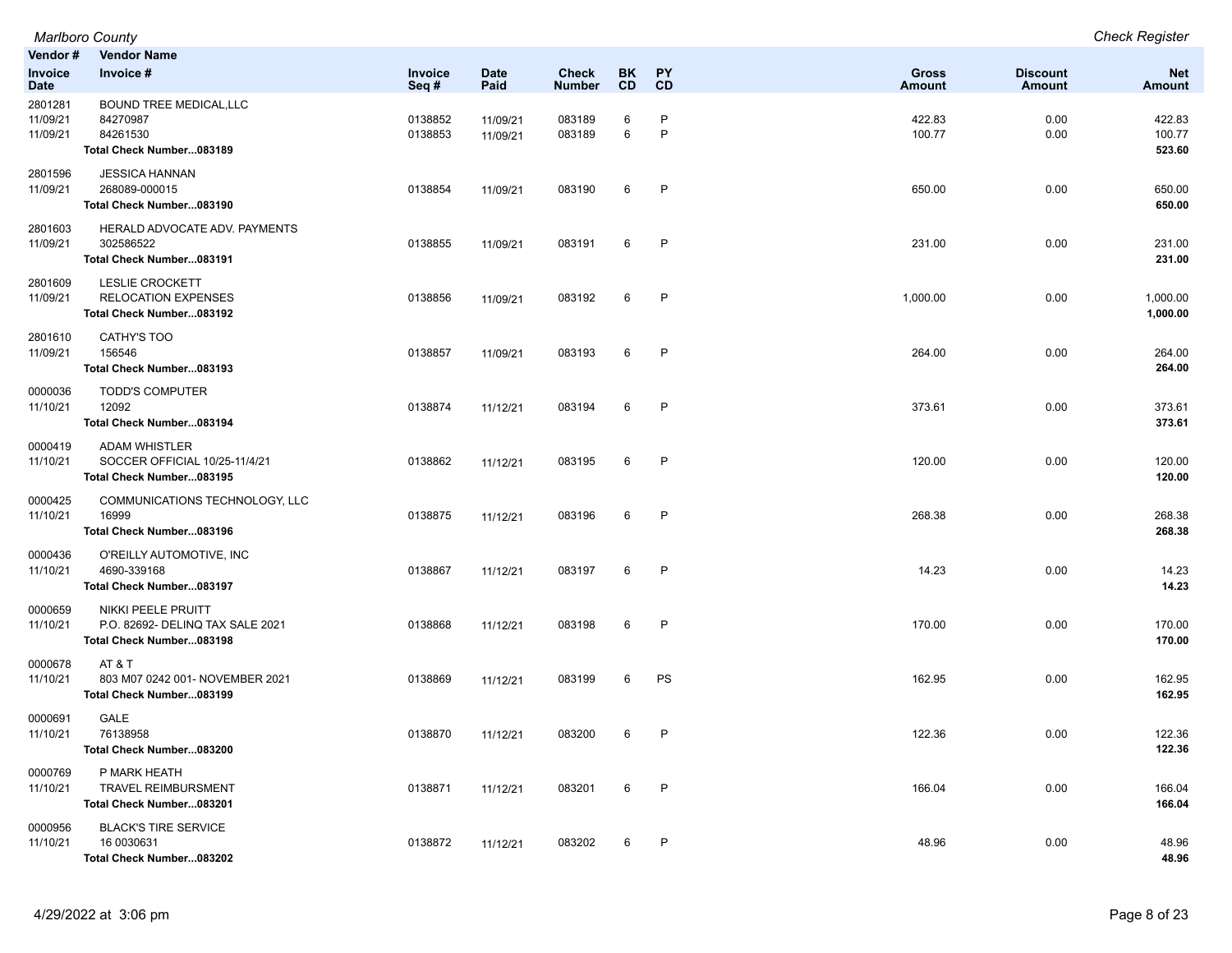| Vendor # / Invoice Date | Vendor Name / Invoice # | Invoice Seq # | Date Paid | Check Number | BK CD | PY CD | Gross Amount | Discount Amount | Net Amount |
|---|---|---|---|---|---|---|---|---|---|
| 2801281 | BOUND TREE MEDICAL,LLC | | | | | | | | |
| 11/09/21 | 84270987 | 0138852 | 11/09/21 | 083189 | 6 | P | 422.83 | 0.00 | 422.83 |
| 11/09/21 | 84261530 | 0138853 | 11/09/21 | 083189 | 6 | P | 100.77 | 0.00 | 100.77 |
| | **Total Check Number...083189** | | | | | | | | **523.60** |
| 2801596 | JESSICA HANNAN | | | | | | | | |
| 11/09/21 | 268089-000015 | 0138854 | 11/09/21 | 083190 | 6 | P | 650.00 | 0.00 | 650.00 |
| | **Total Check Number...083190** | | | | | | | | **650.00** |
| 2801603 | HERALD ADVOCATE ADV. PAYMENTS | | | | | | | | |
| 11/09/21 | 302586522 | 0138855 | 11/09/21 | 083191 | 6 | P | 231.00 | 0.00 | 231.00 |
| | **Total Check Number...083191** | | | | | | | | **231.00** |
| 2801609 | LESLIE CROCKETT | | | | | | | | |
| 11/09/21 | RELOCATION EXPENSES | 0138856 | 11/09/21 | 083192 | 6 | P | 1,000.00 | 0.00 | 1,000.00 |
| | **Total Check Number...083192** | | | | | | | | **1,000.00** |
| 2801610 | CATHY'S TOO | | | | | | | | |
| 11/09/21 | 156546 | 0138857 | 11/09/21 | 083193 | 6 | P | 264.00 | 0.00 | 264.00 |
| | **Total Check Number...083193** | | | | | | | | **264.00** |
| 0000036 | TODD'S COMPUTER | | | | | | | | |
| 11/10/21 | 12092 | 0138874 | 11/12/21 | 083194 | 6 | P | 373.61 | 0.00 | 373.61 |
| | **Total Check Number...083194** | | | | | | | | **373.61** |
| 0000419 | ADAM WHISTLER | | | | | | | | |
| 11/10/21 | SOCCER OFFICIAL 10/25-11/4/21 | 0138862 | 11/12/21 | 083195 | 6 | P | 120.00 | 0.00 | 120.00 |
| | **Total Check Number...083195** | | | | | | | | **120.00** |
| 0000425 | COMMUNICATIONS TECHNOLOGY, LLC | | | | | | | | |
| 11/10/21 | 16999 | 0138875 | 11/12/21 | 083196 | 6 | P | 268.38 | 0.00 | 268.38 |
| | **Total Check Number...083196** | | | | | | | | **268.38** |
| 0000436 | O'REILLY AUTOMOTIVE, INC | | | | | | | | |
| 11/10/21 | 4690-339168 | 0138867 | 11/12/21 | 083197 | 6 | P | 14.23 | 0.00 | 14.23 |
| | **Total Check Number...083197** | | | | | | | | **14.23** |
| 0000659 | NIKKI PEELE PRUITT | | | | | | | | |
| 11/10/21 | P.O. 82692- DELINQ TAX SALE 2021 | 0138868 | 11/12/21 | 083198 | 6 | P | 170.00 | 0.00 | 170.00 |
| | **Total Check Number...083198** | | | | | | | | **170.00** |
| 0000678 | AT & T | | | | | | | | |
| 11/10/21 | 803 M07 0242 001- NOVEMBER 2021 | 0138869 | 11/12/21 | 083199 | 6 | PS | 162.95 | 0.00 | 162.95 |
| | **Total Check Number...083199** | | | | | | | | **162.95** |
| 0000691 | GALE | | | | | | | | |
| 11/10/21 | 76138958 | 0138870 | 11/12/21 | 083200 | 6 | P | 122.36 | 0.00 | 122.36 |
| | **Total Check Number...083200** | | | | | | | | **122.36** |
| 0000769 | P MARK HEATH | | | | | | | | |
| 11/10/21 | TRAVEL REIMBURSMENT | 0138871 | 11/12/21 | 083201 | 6 | P | 166.04 | 0.00 | 166.04 |
| | **Total Check Number...083201** | | | | | | | | **166.04** |
| 0000956 | BLACK'S TIRE SERVICE | | | | | | | | |
| 11/10/21 | 16 0030631 | 0138872 | 11/12/21 | 083202 | 6 | P | 48.96 | 0.00 | 48.96 |
| | **Total Check Number...083202** | | | | | | | | **48.96** |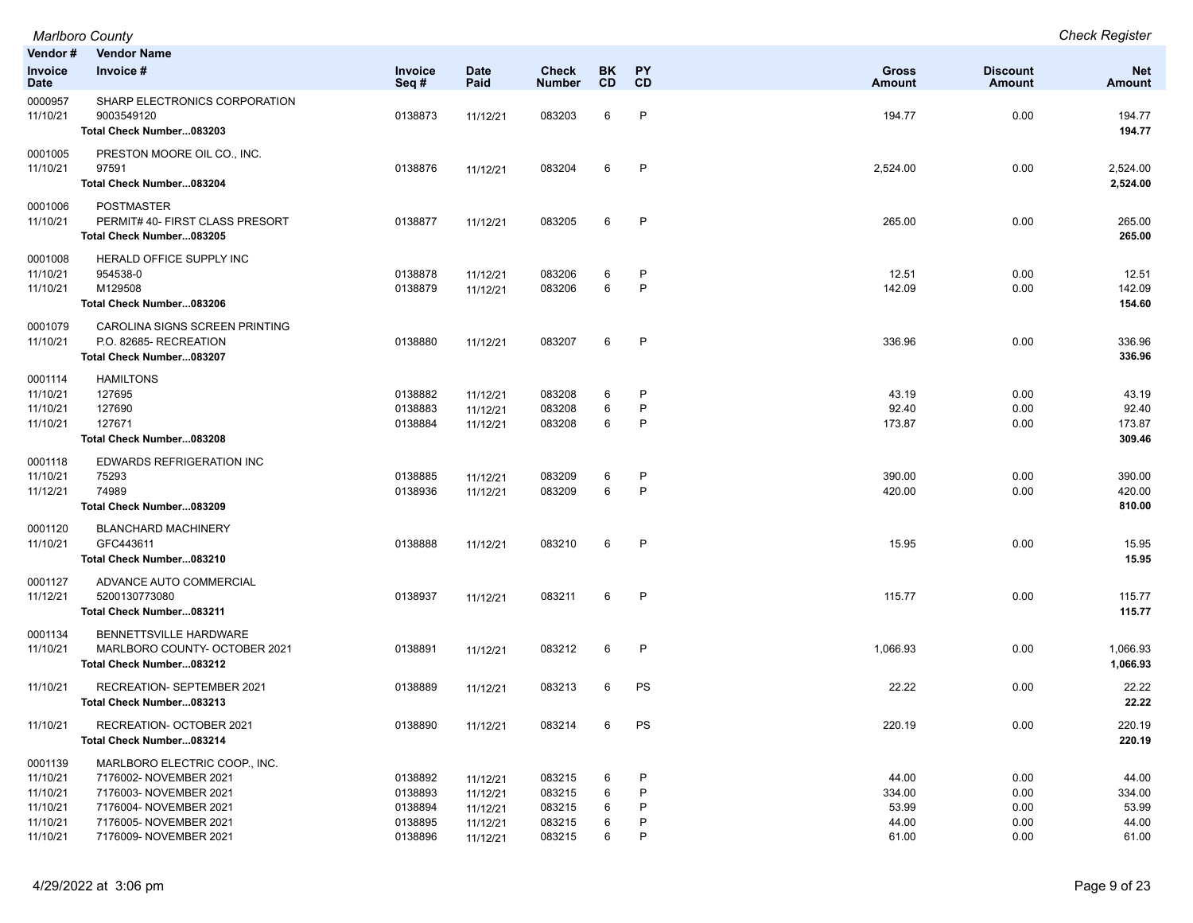| Vendor # | Vendor Name | | | | | | | | |
|---|---|---|---|---|---|---|---|---|---|
| Invoice Date | Invoice # | Invoice Seq # | Date Paid | Check Number | BK CD | PY CD | Gross Amount | Discount Amount | Net Amount |
| 0000957 | SHARP ELECTRONICS CORPORATION | | | | | | | | |
| 11/10/21 | 9003549120 | 0138873 | 11/12/21 | 083203 | 6 | P | 194.77 | 0.00 | 194.77 |
| | **Total Check Number...083203** | | | | | | | | **194.77** |
| 0001005 | PRESTON MOORE OIL CO., INC. | | | | | | | | |
| 11/10/21 | 97591 | 0138876 | 11/12/21 | 083204 | 6 | P | 2,524.00 | 0.00 | 2,524.00 |
| | **Total Check Number...083204** | | | | | | | | **2,524.00** |
| 0001006 | POSTMASTER | | | | | | | | |
| 11/10/21 | PERMIT# 40- FIRST CLASS PRESORT | 0138877 | 11/12/21 | 083205 | 6 | P | 265.00 | 0.00 | 265.00 |
| | **Total Check Number...083205** | | | | | | | | **265.00** |
| 0001008 | HERALD OFFICE SUPPLY INC | | | | | | | | |
| 11/10/21 | 954538-0 | 0138878 | 11/12/21 | 083206 | 6 | P | 12.51 | 0.00 | 12.51 |
| 11/10/21 | M129508 | 0138879 | 11/12/21 | 083206 | 6 | P | 142.09 | 0.00 | 142.09 |
| | **Total Check Number...083206** | | | | | | | | **154.60** |
| 0001079 | CAROLINA SIGNS SCREEN PRINTING | | | | | | | | |
| 11/10/21 | P.O. 82685- RECREATION | 0138880 | 11/12/21 | 083207 | 6 | P | 336.96 | 0.00 | 336.96 |
| | **Total Check Number...083207** | | | | | | | | **336.96** |
| 0001114 | HAMILTONS | | | | | | | | |
| 11/10/21 | 127695 | 0138882 | 11/12/21 | 083208 | 6 | P | 43.19 | 0.00 | 43.19 |
| 11/10/21 | 127690 | 0138883 | 11/12/21 | 083208 | 6 | P | 92.40 | 0.00 | 92.40 |
| 11/10/21 | 127671 | 0138884 | 11/12/21 | 083208 | 6 | P | 173.87 | 0.00 | 173.87 |
| | **Total Check Number...083208** | | | | | | | | **309.46** |
| 0001118 | EDWARDS REFRIGERATION INC | | | | | | | | |
| 11/10/21 | 75293 | 0138885 | 11/12/21 | 083209 | 6 | P | 390.00 | 0.00 | 390.00 |
| 11/12/21 | 74989 | 0138936 | 11/12/21 | 083209 | 6 | P | 420.00 | 0.00 | 420.00 |
| | **Total Check Number...083209** | | | | | | | | **810.00** |
| 0001120 | BLANCHARD MACHINERY | | | | | | | | |
| 11/10/21 | GFC443611 | 0138888 | 11/12/21 | 083210 | 6 | P | 15.95 | 0.00 | 15.95 |
| | **Total Check Number...083210** | | | | | | | | **15.95** |
| 0001127 | ADVANCE AUTO COMMERCIAL | | | | | | | | |
| 11/12/21 | 5200130773080 | 0138937 | 11/12/21 | 083211 | 6 | P | 115.77 | 0.00 | 115.77 |
| | **Total Check Number...083211** | | | | | | | | **115.77** |
| 0001134 | BENNETTSVILLE HARDWARE | | | | | | | | |
| 11/10/21 | MARLBORO COUNTY- OCTOBER 2021 | 0138891 | 11/12/21 | 083212 | 6 | P | 1,066.93 | 0.00 | 1,066.93 |
| | **Total Check Number...083212** | | | | | | | | **1,066.93** |
| 11/10/21 | RECREATION- SEPTEMBER 2021 | 0138889 | 11/12/21 | 083213 | 6 | PS | 22.22 | 0.00 | 22.22 |
| | **Total Check Number...083213** | | | | | | | | **22.22** |
| 11/10/21 | RECREATION- OCTOBER 2021 | 0138890 | 11/12/21 | 083214 | 6 | PS | 220.19 | 0.00 | 220.19 |
| | **Total Check Number...083214** | | | | | | | | **220.19** |
| 0001139 | MARLBORO ELECTRIC COOP., INC. | | | | | | | | |
| 11/10/21 | 7176002- NOVEMBER 2021 | 0138892 | 11/12/21 | 083215 | 6 | P | 44.00 | 0.00 | 44.00 |
| 11/10/21 | 7176003- NOVEMBER 2021 | 0138893 | 11/12/21 | 083215 | 6 | P | 334.00 | 0.00 | 334.00 |
| 11/10/21 | 7176004- NOVEMBER 2021 | 0138894 | 11/12/21 | 083215 | 6 | P | 53.99 | 0.00 | 53.99 |
| 11/10/21 | 7176005- NOVEMBER 2021 | 0138895 | 11/12/21 | 083215 | 6 | P | 44.00 | 0.00 | 44.00 |
| 11/10/21 | 7176009- NOVEMBER 2021 | 0138896 | 11/12/21 | 083215 | 6 | P | 61.00 | 0.00 | 61.00 |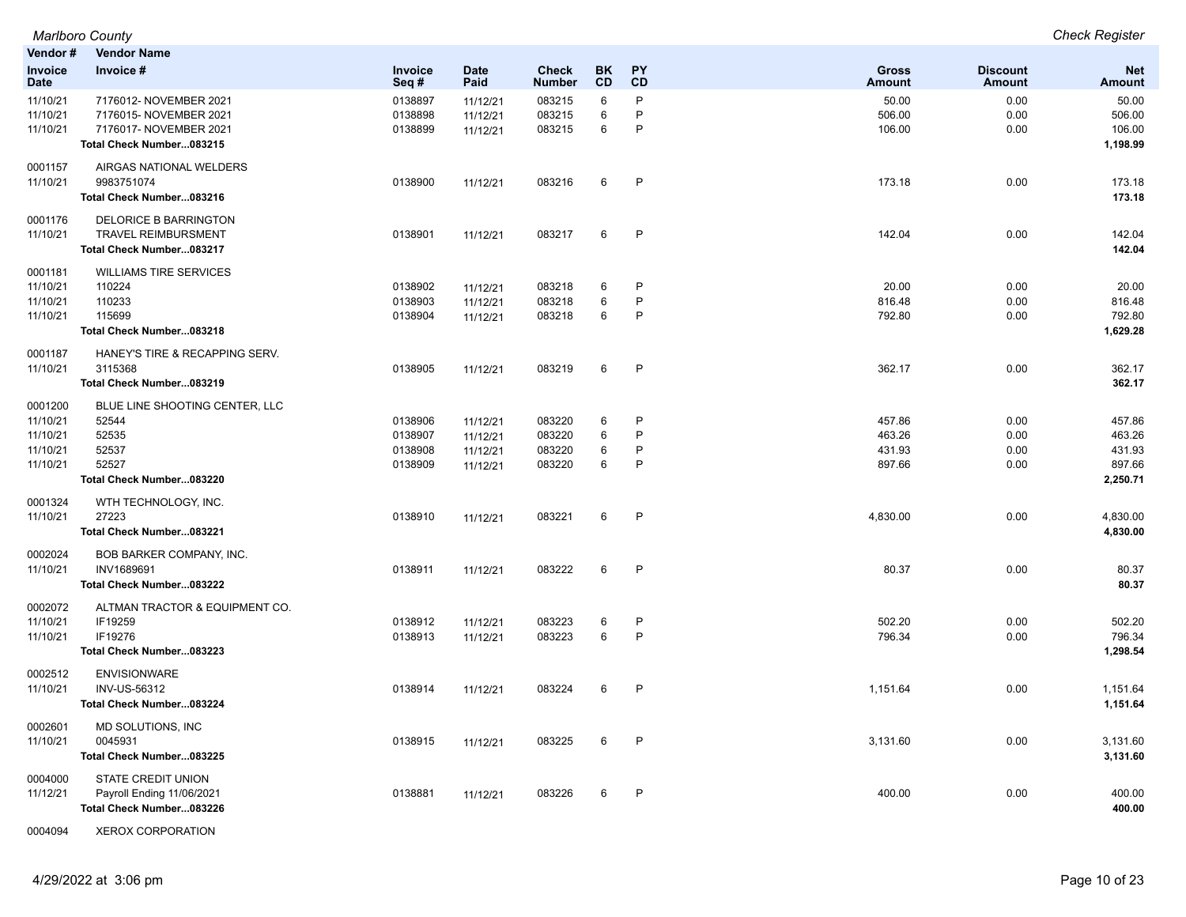| Vendor # | Vendor Name | | | | | | | | |
|---|---|---|---|---|---|---|---|---|---|
| **Invoice Date** | **Invoice #** | **Invoice Seq #** | **Date Paid** | **Check Number** | **BK CD** | **PY CD** | **Gross Amount** | **Discount Amount** | **Net Amount** |
| 11/10/21 | 7176012- NOVEMBER 2021 | 0138897 | 11/12/21 | 083215 | 6 | P | 50.00 | 0.00 | 50.00 |
| 11/10/21 | 7176015- NOVEMBER 2021 | 0138898 | 11/12/21 | 083215 | 6 | P | 506.00 | 0.00 | 506.00 |
| 11/10/21 | 7176017- NOVEMBER 2021 | 0138899 | 11/12/21 | 083215 | 6 | P | 106.00 | 0.00 | 106.00 |
| | **Total Check Number...083215** | | | | | | | | **1,198.99** |
| 0001157 | AIRGAS NATIONAL WELDERS | | | | | | | | |
| 11/10/21 | 9983751074 | 0138900 | 11/12/21 | 083216 | 6 | P | 173.18 | 0.00 | 173.18 |
| | **Total Check Number...083216** | | | | | | | | **173.18** |
| 0001176 | DELORICE B BARRINGTON | | | | | | | | |
| 11/10/21 | TRAVEL REIMBURSMENT | 0138901 | 11/12/21 | 083217 | 6 | P | 142.04 | 0.00 | 142.04 |
| | **Total Check Number...083217** | | | | | | | | **142.04** |
| 0001181 | WILLIAMS TIRE SERVICES | | | | | | | | |
| 11/10/21 | 110224 | 0138902 | 11/12/21 | 083218 | 6 | P | 20.00 | 0.00 | 20.00 |
| 11/10/21 | 110233 | 0138903 | 11/12/21 | 083218 | 6 | P | 816.48 | 0.00 | 816.48 |
| 11/10/21 | 115699 | 0138904 | 11/12/21 | 083218 | 6 | P | 792.80 | 0.00 | 792.80 |
| | **Total Check Number...083218** | | | | | | | | **1,629.28** |
| 0001187 | HANEY'S TIRE & RECAPPING SERV. | | | | | | | | |
| 11/10/21 | 3115368 | 0138905 | 11/12/21 | 083219 | 6 | P | 362.17 | 0.00 | 362.17 |
| | **Total Check Number...083219** | | | | | | | | **362.17** |
| 0001200 | BLUE LINE SHOOTING CENTER, LLC | | | | | | | | |
| 11/10/21 | 52544 | 0138906 | 11/12/21 | 083220 | 6 | P | 457.86 | 0.00 | 457.86 |
| 11/10/21 | 52535 | 0138907 | 11/12/21 | 083220 | 6 | P | 463.26 | 0.00 | 463.26 |
| 11/10/21 | 52537 | 0138908 | 11/12/21 | 083220 | 6 | P | 431.93 | 0.00 | 431.93 |
| 11/10/21 | 52527 | 0138909 | 11/12/21 | 083220 | 6 | P | 897.66 | 0.00 | 897.66 |
| | **Total Check Number...083220** | | | | | | | | **2,250.71** |
| 0001324 | WTH TECHNOLOGY, INC. | | | | | | | | |
| 11/10/21 | 27223 | 0138910 | 11/12/21 | 083221 | 6 | P | 4,830.00 | 0.00 | 4,830.00 |
| | **Total Check Number...083221** | | | | | | | | **4,830.00** |
| 0002024 | BOB BARKER COMPANY, INC. | | | | | | | | |
| 11/10/21 | INV1689691 | 0138911 | 11/12/21 | 083222 | 6 | P | 80.37 | 0.00 | 80.37 |
| | **Total Check Number...083222** | | | | | | | | **80.37** |
| 0002072 | ALTMAN TRACTOR & EQUIPMENT CO. | | | | | | | | |
| 11/10/21 | IF19259 | 0138912 | 11/12/21 | 083223 | 6 | P | 502.20 | 0.00 | 502.20 |
| 11/10/21 | IF19276 | 0138913 | 11/12/21 | 083223 | 6 | P | 796.34 | 0.00 | 796.34 |
| | **Total Check Number...083223** | | | | | | | | **1,298.54** |
| 0002512 | ENVISIONWARE | | | | | | | | |
| 11/10/21 | INV-US-56312 | 0138914 | 11/12/21 | 083224 | 6 | P | 1,151.64 | 0.00 | 1,151.64 |
| | **Total Check Number...083224** | | | | | | | | **1,151.64** |
| 0002601 | MD SOLUTIONS, INC | | | | | | | | |
| 11/10/21 | 0045931 | 0138915 | 11/12/21 | 083225 | 6 | P | 3,131.60 | 0.00 | 3,131.60 |
| | **Total Check Number...083225** | | | | | | | | **3,131.60** |
| 0004000 | STATE CREDIT UNION | | | | | | | | |
| 11/12/21 | Payroll Ending 11/06/2021 | 0138881 | 11/12/21 | 083226 | 6 | P | 400.00 | 0.00 | 400.00 |
| | **Total Check Number...083226** | | | | | | | | **400.00** |
| 0004094 | XEROX CORPORATION | | | | | | | | |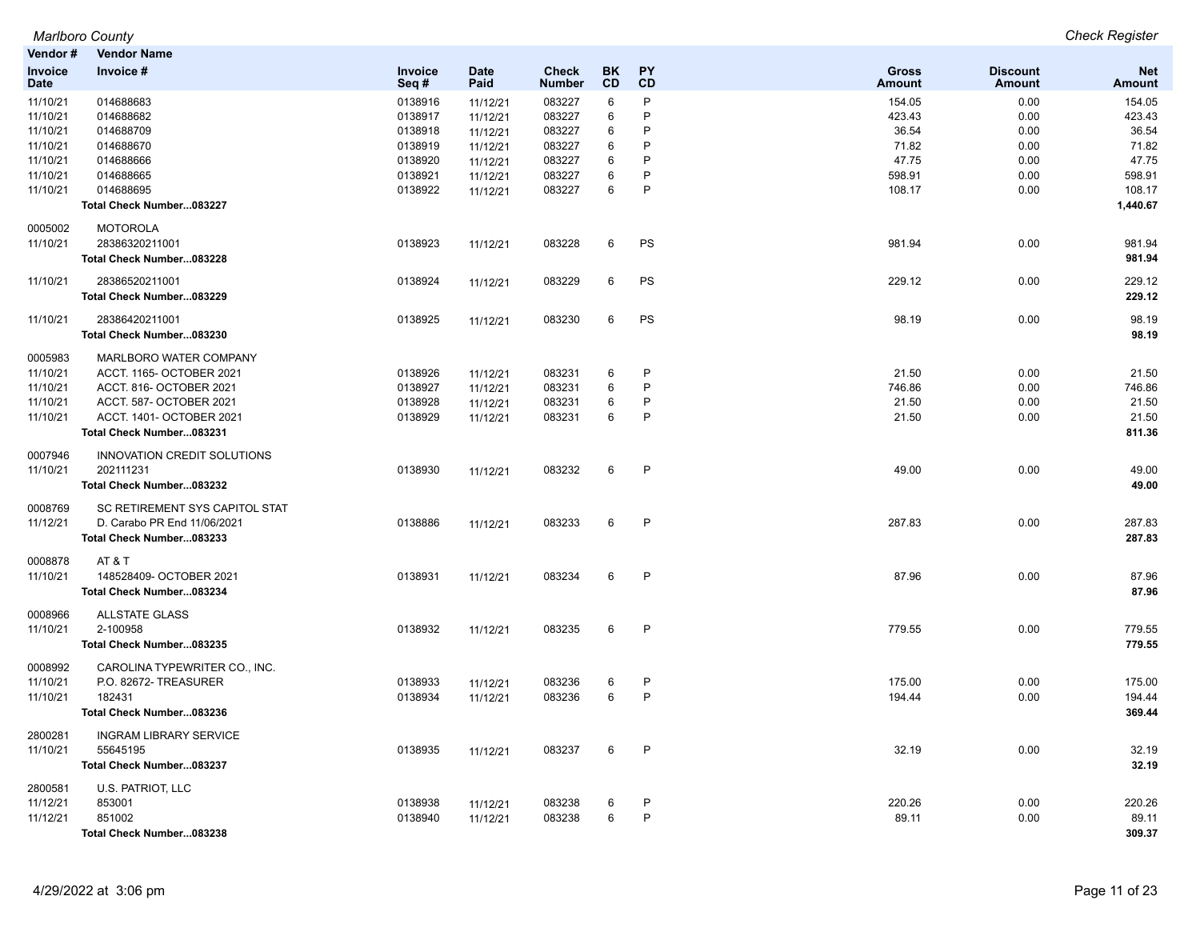| Vendor # | Vendor Name | | | | | | | | |
|---|---|---|---|---|---|---|---|---|---|
| Invoice Date | Invoice # | Invoice Seq # | Date Paid | Check Number | BK CD | PY CD | Gross Amount | Discount Amount | Net Amount |
| 11/10/21 | 014688683 | 0138916 | 11/12/21 | 083227 | 6 | P | 154.05 | 0.00 | 154.05 |
| 11/10/21 | 014688682 | 0138917 | 11/12/21 | 083227 | 6 | P | 423.43 | 0.00 | 423.43 |
| 11/10/21 | 014688709 | 0138918 | 11/12/21 | 083227 | 6 | P | 36.54 | 0.00 | 36.54 |
| 11/10/21 | 014688670 | 0138919 | 11/12/21 | 083227 | 6 | P | 71.82 | 0.00 | 71.82 |
| 11/10/21 | 014688666 | 0138920 | 11/12/21 | 083227 | 6 | P | 47.75 | 0.00 | 47.75 |
| 11/10/21 | 014688665 | 0138921 | 11/12/21 | 083227 | 6 | P | 598.91 | 0.00 | 598.91 |
| 11/10/21 | 014688695 | 0138922 | 11/12/21 | 083227 | 6 | P | 108.17 | 0.00 | 108.17 |
| | **Total Check Number...083227** | | | | | | | | **1,440.67** |
| 0005002 | MOTOROLA | | | | | | | | |
| 11/10/21 | 28386320211001 | 0138923 | 11/12/21 | 083228 | 6 | PS | 981.94 | 0.00 | 981.94 |
| | **Total Check Number...083228** | | | | | | | | **981.94** |
| 11/10/21 | 28386520211001 | 0138924 | 11/12/21 | 083229 | 6 | PS | 229.12 | 0.00 | 229.12 |
| | **Total Check Number...083229** | | | | | | | | **229.12** |
| 11/10/21 | 28386420211001 | 0138925 | 11/12/21 | 083230 | 6 | PS | 98.19 | 0.00 | 98.19 |
| | **Total Check Number...083230** | | | | | | | | **98.19** |
| 0005983 | MARLBORO WATER COMPANY | | | | | | | | |
| 11/10/21 | ACCT. 1165- OCTOBER 2021 | 0138926 | 11/12/21 | 083231 | 6 | P | 21.50 | 0.00 | 21.50 |
| 11/10/21 | ACCT. 816- OCTOBER 2021 | 0138927 | 11/12/21 | 083231 | 6 | P | 746.86 | 0.00 | 746.86 |
| 11/10/21 | ACCT. 587- OCTOBER 2021 | 0138928 | 11/12/21 | 083231 | 6 | P | 21.50 | 0.00 | 21.50 |
| 11/10/21 | ACCT. 1401- OCTOBER 2021 | 0138929 | 11/12/21 | 083231 | 6 | P | 21.50 | 0.00 | 21.50 |
| | **Total Check Number...083231** | | | | | | | | **811.36** |
| 0007946 | INNOVATION CREDIT SOLUTIONS | | | | | | | | |
| 11/10/21 | 202111231 | 0138930 | 11/12/21 | 083232 | 6 | P | 49.00 | 0.00 | 49.00 |
| | **Total Check Number...083232** | | | | | | | | **49.00** |
| 0008769 | SC RETIREMENT SYS CAPITOL STAT | | | | | | | | |
| 11/12/21 | D. Carabo PR End 11/06/2021 | 0138886 | 11/12/21 | 083233 | 6 | P | 287.83 | 0.00 | 287.83 |
| | **Total Check Number...083233** | | | | | | | | **287.83** |
| 0008878 | AT & T | | | | | | | | |
| 11/10/21 | 148528409- OCTOBER 2021 | 0138931 | 11/12/21 | 083234 | 6 | P | 87.96 | 0.00 | 87.96 |
| | **Total Check Number...083234** | | | | | | | | **87.96** |
| 0008966 | ALLSTATE GLASS | | | | | | | | |
| 11/10/21 | 2-100958 | 0138932 | 11/12/21 | 083235 | 6 | P | 779.55 | 0.00 | 779.55 |
| | **Total Check Number...083235** | | | | | | | | **779.55** |
| 0008992 | CAROLINA TYPEWRITER CO., INC. | | | | | | | | |
| 11/10/21 | P.O. 82672- TREASURER | 0138933 | 11/12/21 | 083236 | 6 | P | 175.00 | 0.00 | 175.00 |
| 11/10/21 | 182431 | 0138934 | 11/12/21 | 083236 | 6 | P | 194.44 | 0.00 | 194.44 |
| | **Total Check Number...083236** | | | | | | | | **369.44** |
| 2800281 | INGRAM LIBRARY SERVICE | | | | | | | | |
| 11/10/21 | 55645195 | 0138935 | 11/12/21 | 083237 | 6 | P | 32.19 | 0.00 | 32.19 |
| | **Total Check Number...083237** | | | | | | | | **32.19** |
| 2800581 | U.S. PATRIOT, LLC | | | | | | | | |
| 11/12/21 | 853001 | 0138938 | 11/12/21 | 083238 | 6 | P | 220.26 | 0.00 | 220.26 |
| 11/12/21 | 851002 | 0138940 | 11/12/21 | 083238 | 6 | P | 89.11 | 0.00 | 89.11 |
| | **Total Check Number...083238** | | | | | | | | **309.37** |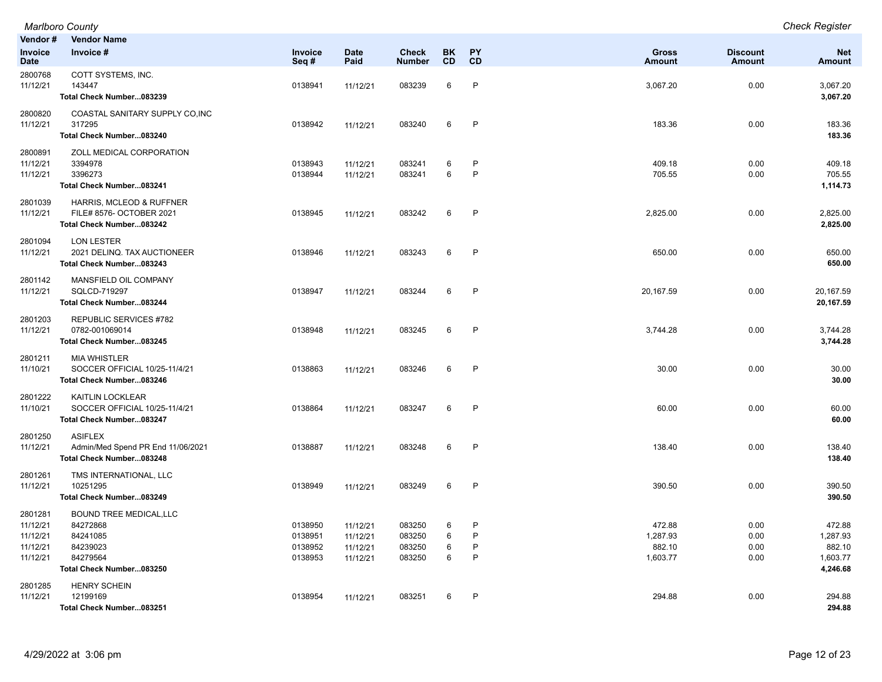| Vendor # | Vendor Name | | | | | | | | |
|---|---|---|---|---|---|---|---|---|---|
| Invoice Date | Invoice # | Invoice Seq # | Date Paid | Check Number | BK CD | PY CD | Gross Amount | Discount Amount | Net Amount |
| 2800768 | COTT SYSTEMS, INC. | | | | | | | | |
| 11/12/21 | 143447 | 0138941 | 11/12/21 | 083239 | 6 | P | 3,067.20 | 0.00 | 3,067.20 |
| | **Total Check Number...083239** | | | | | | | | **3,067.20** |
| 2800820 | COASTAL SANITARY SUPPLY CO,INC | | | | | | | | |
| 11/12/21 | 317295 | 0138942 | 11/12/21 | 083240 | 6 | P | 183.36 | 0.00 | 183.36 |
| | **Total Check Number...083240** | | | | | | | | **183.36** |
| 2800891 | ZOLL MEDICAL CORPORATION | | | | | | | | |
| 11/12/21 | 3394978 | 0138943 | 11/12/21 | 083241 | 6 | P | 409.18 | 0.00 | 409.18 |
| 11/12/21 | 3396273 | 0138944 | 11/12/21 | 083241 | 6 | P | 705.55 | 0.00 | 705.55 |
| | **Total Check Number...083241** | | | | | | | | **1,114.73** |
| 2801039 | HARRIS, MCLEOD & RUFFNER | | | | | | | | |
| 11/12/21 | FILE# 8576- OCTOBER 2021 | 0138945 | 11/12/21 | 083242 | 6 | P | 2,825.00 | 0.00 | 2,825.00 |
| | **Total Check Number...083242** | | | | | | | | **2,825.00** |
| 2801094 | LON LESTER | | | | | | | | |
| 11/12/21 | 2021 DELINQ. TAX AUCTIONEER | 0138946 | 11/12/21 | 083243 | 6 | P | 650.00 | 0.00 | 650.00 |
| | **Total Check Number...083243** | | | | | | | | **650.00** |
| 2801142 | MANSFIELD OIL COMPANY | | | | | | | | |
| 11/12/21 | SQLCD-719297 | 0138947 | 11/12/21 | 083244 | 6 | P | 20,167.59 | 0.00 | 20,167.59 |
| | **Total Check Number...083244** | | | | | | | | **20,167.59** |
| 2801203 | REPUBLIC SERVICES #782 | | | | | | | | |
| 11/12/21 | 0782-001069014 | 0138948 | 11/12/21 | 083245 | 6 | P | 3,744.28 | 0.00 | 3,744.28 |
| | **Total Check Number...083245** | | | | | | | | **3,744.28** |
| 2801211 | MIA WHISTLER | | | | | | | | |
| 11/10/21 | SOCCER OFFICIAL 10/25-11/4/21 | 0138863 | 11/12/21 | 083246 | 6 | P | 30.00 | 0.00 | 30.00 |
| | **Total Check Number...083246** | | | | | | | | **30.00** |
| 2801222 | KAITLIN LOCKLEAR | | | | | | | | |
| 11/10/21 | SOCCER OFFICIAL 10/25-11/4/21 | 0138864 | 11/12/21 | 083247 | 6 | P | 60.00 | 0.00 | 60.00 |
| | **Total Check Number...083247** | | | | | | | | **60.00** |
| 2801250 | ASIFLEX | | | | | | | | |
| 11/12/21 | Admin/Med Spend PR End 11/06/2021 | 0138887 | 11/12/21 | 083248 | 6 | P | 138.40 | 0.00 | 138.40 |
| | **Total Check Number...083248** | | | | | | | | **138.40** |
| 2801261 | TMS INTERNATIONAL, LLC | | | | | | | | |
| 11/12/21 | 10251295 | 0138949 | 11/12/21 | 083249 | 6 | P | 390.50 | 0.00 | 390.50 |
| | **Total Check Number...083249** | | | | | | | | **390.50** |
| 2801281 | BOUND TREE MEDICAL,LLC | | | | | | | | |
| 11/12/21 | 84272868 | 0138950 | 11/12/21 | 083250 | 6 | P | 472.88 | 0.00 | 472.88 |
| 11/12/21 | 84241085 | 0138951 | 11/12/21 | 083250 | 6 | P | 1,287.93 | 0.00 | 1,287.93 |
| 11/12/21 | 84239023 | 0138952 | 11/12/21 | 083250 | 6 | P | 882.10 | 0.00 | 882.10 |
| 11/12/21 | 84279564 | 0138953 | 11/12/21 | 083250 | 6 | P | 1,603.77 | 0.00 | 1,603.77 |
| | **Total Check Number...083250** | | | | | | | | **4,246.68** |
| 2801285 | HENRY SCHEIN | | | | | | | | |
| 11/12/21 | 12199169 | 0138954 | 11/12/21 | 083251 | 6 | P | 294.88 | 0.00 | 294.88 |
| | **Total Check Number...083251** | | | | | | | | **294.88** |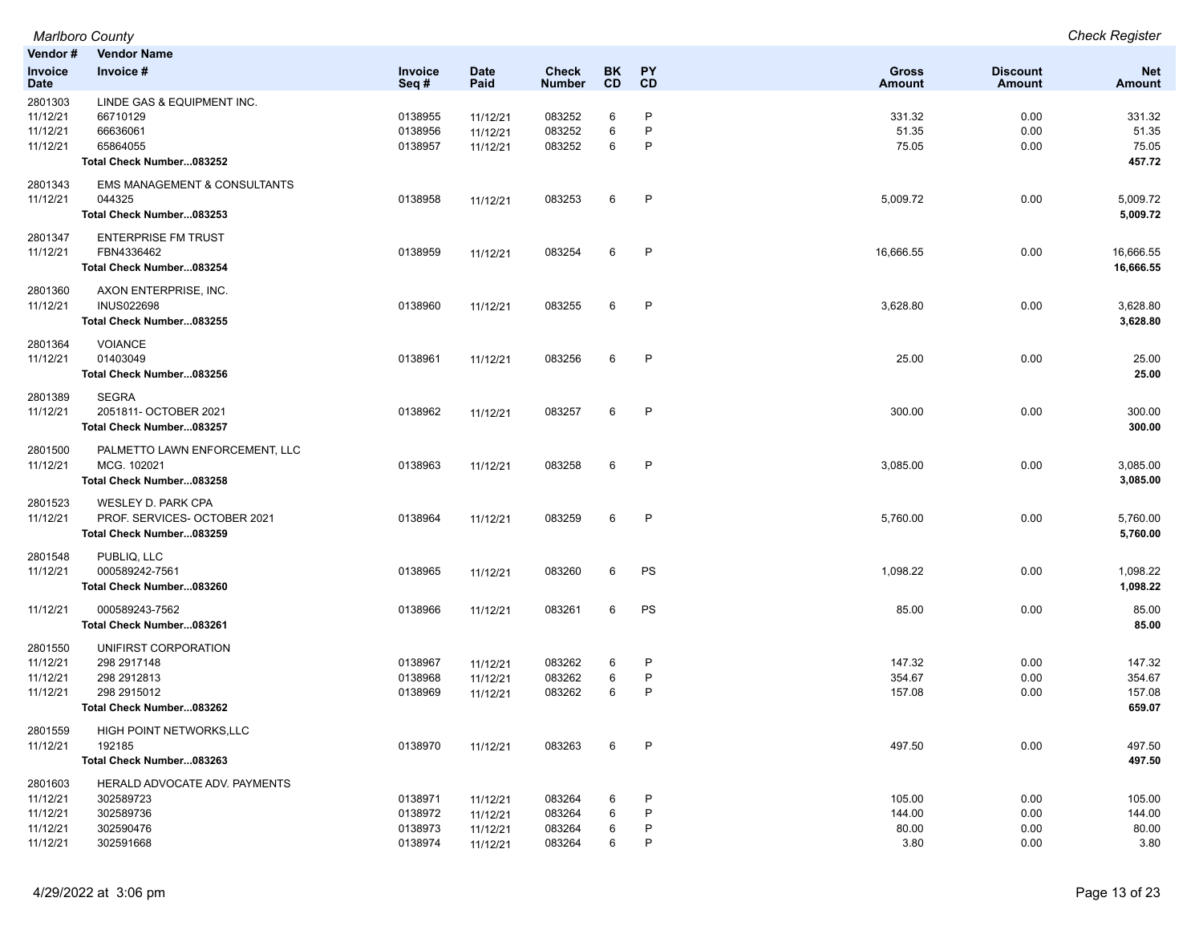| Vendor # / Invoice Date | Vendor Name / Invoice # | Invoice Seq # | Date Paid | Check Number | BK CD | PY CD | Gross Amount | Discount Amount | Net Amount |
|---|---|---|---|---|---|---|---|---|---|
| 2801303 | LINDE GAS & EQUIPMENT INC. | | | | | | | | |
| 11/12/21 | 66710129 | 0138955 | 11/12/21 | 083252 | 6 | P | 331.32 | 0.00 | 331.32 |
| 11/12/21 | 66636061 | 0138956 | 11/12/21 | 083252 | 6 | P | 51.35 | 0.00 | 51.35 |
| 11/12/21 | 65864055 | 0138957 | 11/12/21 | 083252 | 6 | P | 75.05 | 0.00 | 75.05 |
| | **Total Check Number...083252** | | | | | | | | **457.72** |
| 2801343 | EMS MANAGEMENT & CONSULTANTS | | | | | | | | |
| 11/12/21 | 044325 | 0138958 | 11/12/21 | 083253 | 6 | P | 5,009.72 | 0.00 | 5,009.72 |
| | **Total Check Number...083253** | | | | | | | | **5,009.72** |
| 2801347 | ENTERPRISE FM TRUST | | | | | | | | |
| 11/12/21 | FBN4336462 | 0138959 | 11/12/21 | 083254 | 6 | P | 16,666.55 | 0.00 | 16,666.55 |
| | **Total Check Number...083254** | | | | | | | | **16,666.55** |
| 2801360 | AXON ENTERPRISE, INC. | | | | | | | | |
| 11/12/21 | INUS022698 | 0138960 | 11/12/21 | 083255 | 6 | P | 3,628.80 | 0.00 | 3,628.80 |
| | **Total Check Number...083255** | | | | | | | | **3,628.80** |
| 2801364 | VOIANCE | | | | | | | | |
| 11/12/21 | 01403049 | 0138961 | 11/12/21 | 083256 | 6 | P | 25.00 | 0.00 | 25.00 |
| | **Total Check Number...083256** | | | | | | | | **25.00** |
| 2801389 | SEGRA | | | | | | | | |
| 11/12/21 | 2051811- OCTOBER 2021 | 0138962 | 11/12/21 | 083257 | 6 | P | 300.00 | 0.00 | 300.00 |
| | **Total Check Number...083257** | | | | | | | | **300.00** |
| 2801500 | PALMETTO LAWN ENFORCEMENT, LLC | | | | | | | | |
| 11/12/21 | MCG. 102021 | 0138963 | 11/12/21 | 083258 | 6 | P | 3,085.00 | 0.00 | 3,085.00 |
| | **Total Check Number...083258** | | | | | | | | **3,085.00** |
| 2801523 | WESLEY D. PARK CPA | | | | | | | | |
| 11/12/21 | PROF. SERVICES- OCTOBER 2021 | 0138964 | 11/12/21 | 083259 | 6 | P | 5,760.00 | 0.00 | 5,760.00 |
| | **Total Check Number...083259** | | | | | | | | **5,760.00** |
| 2801548 | PUBLIQ, LLC | | | | | | | | |
| 11/12/21 | 000589242-7561 | 0138965 | 11/12/21 | 083260 | 6 | PS | 1,098.22 | 0.00 | 1,098.22 |
| | **Total Check Number...083260** | | | | | | | | **1,098.22** |
| 11/12/21 | 000589243-7562 | 0138966 | 11/12/21 | 083261 | 6 | PS | 85.00 | 0.00 | 85.00 |
| | **Total Check Number...083261** | | | | | | | | **85.00** |
| 2801550 | UNIFIRST CORPORATION | | | | | | | | |
| 11/12/21 | 298 2917148 | 0138967 | 11/12/21 | 083262 | 6 | P | 147.32 | 0.00 | 147.32 |
| 11/12/21 | 298 2912813 | 0138968 | 11/12/21 | 083262 | 6 | P | 354.67 | 0.00 | 354.67 |
| 11/12/21 | 298 2915012 | 0138969 | 11/12/21 | 083262 | 6 | P | 157.08 | 0.00 | 157.08 |
| | **Total Check Number...083262** | | | | | | | | **659.07** |
| 2801559 | HIGH POINT NETWORKS,LLC | | | | | | | | |
| 11/12/21 | 192185 | 0138970 | 11/12/21 | 083263 | 6 | P | 497.50 | 0.00 | 497.50 |
| | **Total Check Number...083263** | | | | | | | | **497.50** |
| 2801603 | HERALD ADVOCATE ADV. PAYMENTS | | | | | | | | |
| 11/12/21 | 302589723 | 0138971 | 11/12/21 | 083264 | 6 | P | 105.00 | 0.00 | 105.00 |
| 11/12/21 | 302589736 | 0138972 | 11/12/21 | 083264 | 6 | P | 144.00 | 0.00 | 144.00 |
| 11/12/21 | 302590476 | 0138973 | 11/12/21 | 083264 | 6 | P | 80.00 | 0.00 | 80.00 |
| 11/12/21 | 302591668 | 0138974 | 11/12/21 | 083264 | 6 | P | 3.80 | 0.00 | 3.80 |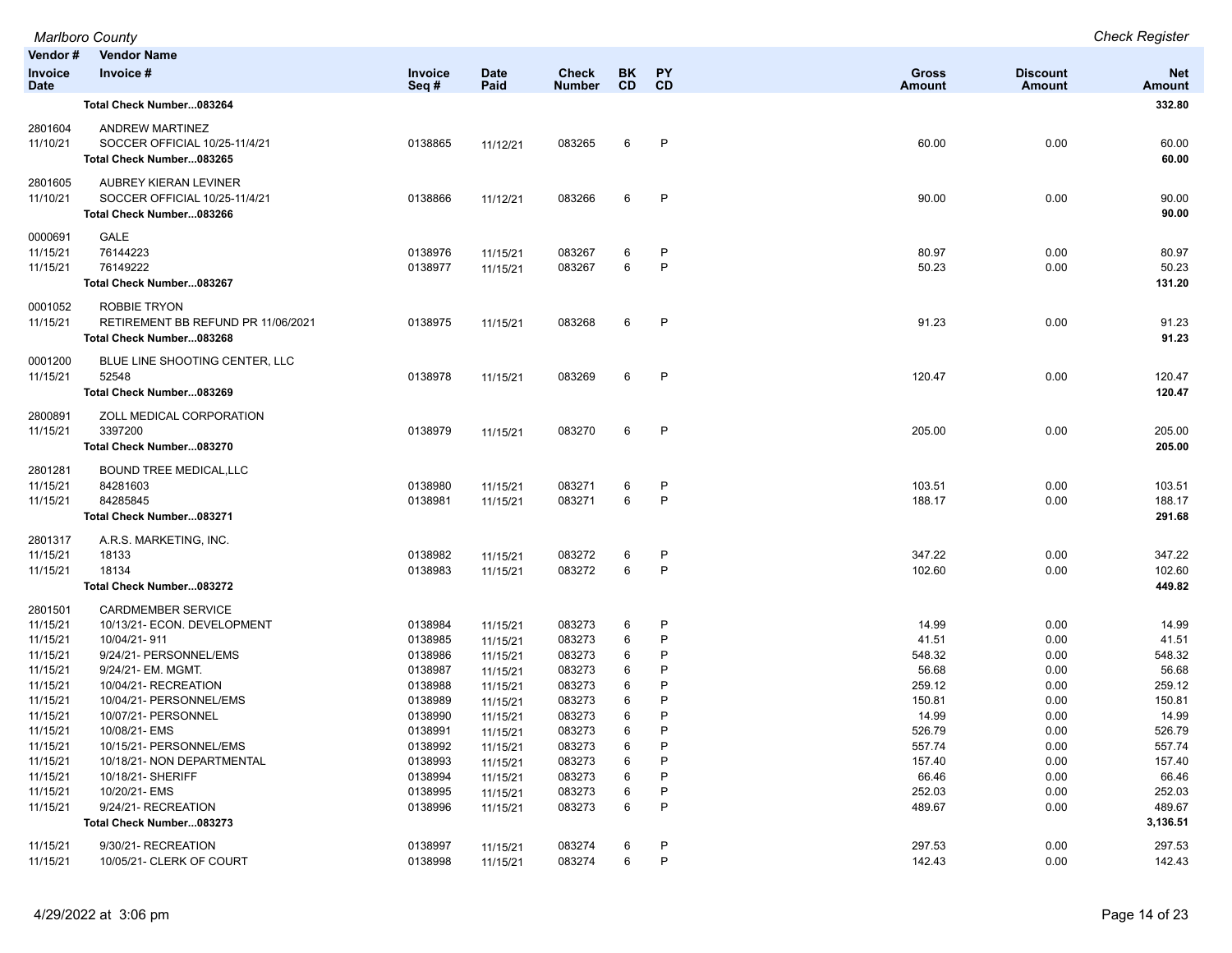| Vendor # / Invoice Date | Vendor Name / Invoice # | Invoice Seq # | Date Paid | Check Number | BK CD | PY CD | Gross Amount | Discount Amount | Net Amount |
|---|---|---|---|---|---|---|---|---|---|
| | **Total Check Number...083264** | | | | | | | | **332.80** |
| 2801604 | ANDREW MARTINEZ | | | | | | | | |
| 11/10/21 | SOCCER OFFICIAL 10/25-11/4/21 | 0138865 | 11/12/21 | 083265 | 6 | P | 60.00 | 0.00 | 60.00 |
| | **Total Check Number...083265** | | | | | | | | **60.00** |
| 2801605 | AUBREY KIERAN LEVINER | | | | | | | | |
| 11/10/21 | SOCCER OFFICIAL 10/25-11/4/21 | 0138866 | 11/12/21 | 083266 | 6 | P | 90.00 | 0.00 | 90.00 |
| | **Total Check Number...083266** | | | | | | | | **90.00** |
| 0000691 | GALE | | | | | | | | |
| 11/15/21 | 76144223 | 0138976 | 11/15/21 | 083267 | 6 | P | 80.97 | 0.00 | 80.97 |
| 11/15/21 | 76149222 | 0138977 | 11/15/21 | 083267 | 6 | P | 50.23 | 0.00 | 50.23 |
| | **Total Check Number...083267** | | | | | | | | **131.20** |
| 0001052 | ROBBIE TRYON | | | | | | | | |
| 11/15/21 | RETIREMENT BB REFUND PR 11/06/2021 | 0138975 | 11/15/21 | 083268 | 6 | P | 91.23 | 0.00 | 91.23 |
| | **Total Check Number...083268** | | | | | | | | **91.23** |
| 0001200 | BLUE LINE SHOOTING CENTER, LLC | | | | | | | | |
| 11/15/21 | 52548 | 0138978 | 11/15/21 | 083269 | 6 | P | 120.47 | 0.00 | 120.47 |
| | **Total Check Number...083269** | | | | | | | | **120.47** |
| 2800891 | ZOLL MEDICAL CORPORATION | | | | | | | | |
| 11/15/21 | 3397200 | 0138979 | 11/15/21 | 083270 | 6 | P | 205.00 | 0.00 | 205.00 |
| | **Total Check Number...083270** | | | | | | | | **205.00** |
| 2801281 | BOUND TREE MEDICAL,LLC | | | | | | | | |
| 11/15/21 | 84281603 | 0138980 | 11/15/21 | 083271 | 6 | P | 103.51 | 0.00 | 103.51 |
| 11/15/21 | 84285845 | 0138981 | 11/15/21 | 083271 | 6 | P | 188.17 | 0.00 | 188.17 |
| | **Total Check Number...083271** | | | | | | | | **291.68** |
| 2801317 | A.R.S. MARKETING, INC. | | | | | | | | |
| 11/15/21 | 18133 | 0138982 | 11/15/21 | 083272 | 6 | P | 347.22 | 0.00 | 347.22 |
| 11/15/21 | 18134 | 0138983 | 11/15/21 | 083272 | 6 | P | 102.60 | 0.00 | 102.60 |
| | **Total Check Number...083272** | | | | | | | | **449.82** |
| 2801501 | CARDMEMBER SERVICE | | | | | | | | |
| 11/15/21 | 10/13/21- ECON. DEVELOPMENT | 0138984 | 11/15/21 | 083273 | 6 | P | 14.99 | 0.00 | 14.99 |
| 11/15/21 | 10/04/21- 911 | 0138985 | 11/15/21 | 083273 | 6 | P | 41.51 | 0.00 | 41.51 |
| 11/15/21 | 9/24/21- PERSONNEL/EMS | 0138986 | 11/15/21 | 083273 | 6 | P | 548.32 | 0.00 | 548.32 |
| 11/15/21 | 9/24/21- EM. MGMT. | 0138987 | 11/15/21 | 083273 | 6 | P | 56.68 | 0.00 | 56.68 |
| 11/15/21 | 10/04/21- RECREATION | 0138988 | 11/15/21 | 083273 | 6 | P | 259.12 | 0.00 | 259.12 |
| 11/15/21 | 10/04/21- PERSONNEL/EMS | 0138989 | 11/15/21 | 083273 | 6 | P | 150.81 | 0.00 | 150.81 |
| 11/15/21 | 10/07/21- PERSONNEL | 0138990 | 11/15/21 | 083273 | 6 | P | 14.99 | 0.00 | 14.99 |
| 11/15/21 | 10/08/21- EMS | 0138991 | 11/15/21 | 083273 | 6 | P | 526.79 | 0.00 | 526.79 |
| 11/15/21 | 10/15/21- PERSONNEL/EMS | 0138992 | 11/15/21 | 083273 | 6 | P | 557.74 | 0.00 | 557.74 |
| 11/15/21 | 10/18/21- NON DEPARTMENTAL | 0138993 | 11/15/21 | 083273 | 6 | P | 157.40 | 0.00 | 157.40 |
| 11/15/21 | 10/18/21- SHERIFF | 0138994 | 11/15/21 | 083273 | 6 | P | 66.46 | 0.00 | 66.46 |
| 11/15/21 | 10/20/21- EMS | 0138995 | 11/15/21 | 083273 | 6 | P | 252.03 | 0.00 | 252.03 |
| 11/15/21 | 9/24/21- RECREATION | 0138996 | 11/15/21 | 083273 | 6 | P | 489.67 | 0.00 | 489.67 |
| | **Total Check Number...083273** | | | | | | | | **3,136.51** |
| 11/15/21 | 9/30/21- RECREATION | 0138997 | 11/15/21 | 083274 | 6 | P | 297.53 | 0.00 | 297.53 |
| 11/15/21 | 10/05/21- CLERK OF COURT | 0138998 | 11/15/21 | 083274 | 6 | P | 142.43 | 0.00 | 142.43 |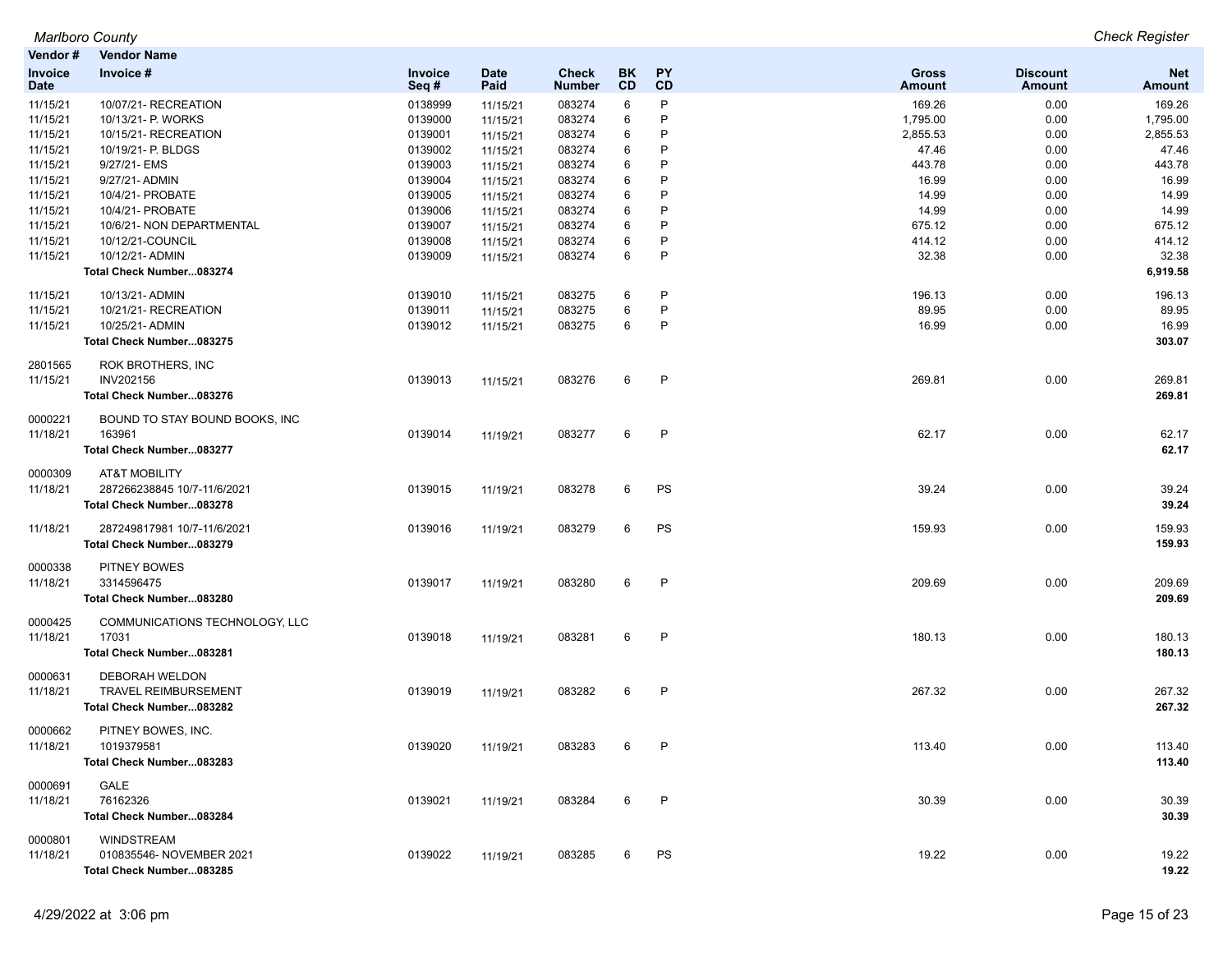*Marlboro County* — *Check Register*

| Vendor # / Invoice Date | Vendor Name / Invoice # | Invoice Seq # | Date Paid | Check Number | BK CD | PY CD | Gross Amount | Discount Amount | Net Amount |
|---|---|---|---|---|---|---|---|---|---|
| 11/15/21 | 10/07/21- RECREATION | 0138999 | 11/15/21 | 083274 | 6 | P | 169.26 | 0.00 | 169.26 |
| 11/15/21 | 10/13/21- P. WORKS | 0139000 | 11/15/21 | 083274 | 6 | P | 1,795.00 | 0.00 | 1,795.00 |
| 11/15/21 | 10/15/21- RECREATION | 0139001 | 11/15/21 | 083274 | 6 | P | 2,855.53 | 0.00 | 2,855.53 |
| 11/15/21 | 10/19/21- P. BLDGS | 0139002 | 11/15/21 | 083274 | 6 | P | 47.46 | 0.00 | 47.46 |
| 11/15/21 | 9/27/21- EMS | 0139003 | 11/15/21 | 083274 | 6 | P | 443.78 | 0.00 | 443.78 |
| 11/15/21 | 9/27/21- ADMIN | 0139004 | 11/15/21 | 083274 | 6 | P | 16.99 | 0.00 | 16.99 |
| 11/15/21 | 10/4/21- PROBATE | 0139005 | 11/15/21 | 083274 | 6 | P | 14.99 | 0.00 | 14.99 |
| 11/15/21 | 10/4/21- PROBATE | 0139006 | 11/15/21 | 083274 | 6 | P | 14.99 | 0.00 | 14.99 |
| 11/15/21 | 10/6/21- NON DEPARTMENTAL | 0139007 | 11/15/21 | 083274 | 6 | P | 675.12 | 0.00 | 675.12 |
| 11/15/21 | 10/12/21-COUNCIL | 0139008 | 11/15/21 | 083274 | 6 | P | 414.12 | 0.00 | 414.12 |
| 11/15/21 | 10/12/21- ADMIN | 0139009 | 11/15/21 | 083274 | 6 | P | 32.38 | 0.00 | 32.38 |
| | **Total Check Number...083274** | | | | | | | | **6,919.58** |
| 11/15/21 | 10/13/21- ADMIN | 0139010 | 11/15/21 | 083275 | 6 | P | 196.13 | 0.00 | 196.13 |
| 11/15/21 | 10/21/21- RECREATION | 0139011 | 11/15/21 | 083275 | 6 | P | 89.95 | 0.00 | 89.95 |
| 11/15/21 | 10/25/21- ADMIN | 0139012 | 11/15/21 | 083275 | 6 | P | 16.99 | 0.00 | 16.99 |
| | **Total Check Number...083275** | | | | | | | | **303.07** |
| 2801565 | ROK BROTHERS, INC | | | | | | | | |
| 11/15/21 | INV202156 | 0139013 | 11/15/21 | 083276 | 6 | P | 269.81 | 0.00 | 269.81 |
| | **Total Check Number...083276** | | | | | | | | **269.81** |
| 0000221 | BOUND TO STAY BOUND BOOKS, INC | | | | | | | | |
| 11/18/21 | 163961 | 0139014 | 11/19/21 | 083277 | 6 | P | 62.17 | 0.00 | 62.17 |
| | **Total Check Number...083277** | | | | | | | | **62.17** |
| 0000309 | AT&T MOBILITY | | | | | | | | |
| 11/18/21 | 287266238845 10/7-11/6/2021 | 0139015 | 11/19/21 | 083278 | 6 | PS | 39.24 | 0.00 | 39.24 |
| | **Total Check Number...083278** | | | | | | | | **39.24** |
| 11/18/21 | 287249817981 10/7-11/6/2021 | 0139016 | 11/19/21 | 083279 | 6 | PS | 159.93 | 0.00 | 159.93 |
| | **Total Check Number...083279** | | | | | | | | **159.93** |
| 0000338 | PITNEY BOWES | | | | | | | | |
| 11/18/21 | 3314596475 | 0139017 | 11/19/21 | 083280 | 6 | P | 209.69 | 0.00 | 209.69 |
| | **Total Check Number...083280** | | | | | | | | **209.69** |
| 0000425 | COMMUNICATIONS TECHNOLOGY, LLC | | | | | | | | |
| 11/18/21 | 17031 | 0139018 | 11/19/21 | 083281 | 6 | P | 180.13 | 0.00 | 180.13 |
| | **Total Check Number...083281** | | | | | | | | **180.13** |
| 0000631 | DEBORAH WELDON | | | | | | | | |
| 11/18/21 | TRAVEL REIMBURSEMENT | 0139019 | 11/19/21 | 083282 | 6 | P | 267.32 | 0.00 | 267.32 |
| | **Total Check Number...083282** | | | | | | | | **267.32** |
| 0000662 | PITNEY BOWES, INC. | | | | | | | | |
| 11/18/21 | 1019379581 | 0139020 | 11/19/21 | 083283 | 6 | P | 113.40 | 0.00 | 113.40 |
| | **Total Check Number...083283** | | | | | | | | **113.40** |
| 0000691 | GALE | | | | | | | | |
| 11/18/21 | 76162326 | 0139021 | 11/19/21 | 083284 | 6 | P | 30.39 | 0.00 | 30.39 |
| | **Total Check Number...083284** | | | | | | | | **30.39** |
| 0000801 | WINDSTREAM | | | | | | | | |
| 11/18/21 | 010835546- NOVEMBER 2021 | 0139022 | 11/19/21 | 083285 | 6 | PS | 19.22 | 0.00 | 19.22 |
| | **Total Check Number...083285** | | | | | | | | **19.22** |

4/29/2022 at 3:06 pm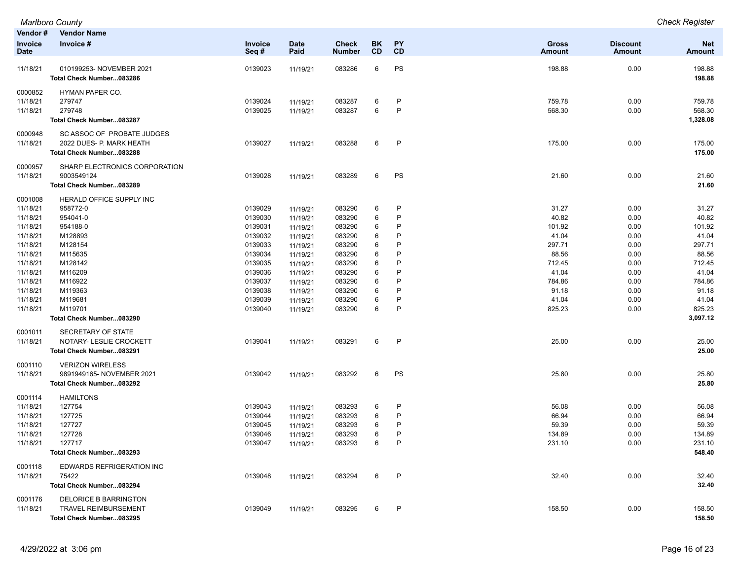| Vendor # / Invoice Date | Vendor Name / Invoice # | Invoice Seq # | Date Paid | Check Number | BK CD | PY CD | Gross Amount | Discount Amount | Net Amount |
|---|---|---|---|---|---|---|---|---|---|
| 11/18/21 | 010199253- NOVEMBER 2021 | 0139023 | 11/19/21 | 083286 | 6 | PS | 198.88 | 0.00 | 198.88 |
| | **Total Check Number...083286** | | | | | | | | **198.88** |
| 0000852 | HYMAN PAPER CO. | | | | | | | | |
| 11/18/21 | 279747 | 0139024 | 11/19/21 | 083287 | 6 | P | 759.78 | 0.00 | 759.78 |
| 11/18/21 | 279748 | 0139025 | 11/19/21 | 083287 | 6 | P | 568.30 | 0.00 | 568.30 |
| | **Total Check Number...083287** | | | | | | | | **1,328.08** |
| 0000948 | SC ASSOC OF PROBATE JUDGES | | | | | | | | |
| 11/18/21 | 2022 DUES- P. MARK HEATH | 0139027 | 11/19/21 | 083288 | 6 | P | 175.00 | 0.00 | 175.00 |
| | **Total Check Number...083288** | | | | | | | | **175.00** |
| 0000957 | SHARP ELECTRONICS CORPORATION | | | | | | | | |
| 11/18/21 | 9003549124 | 0139028 | 11/19/21 | 083289 | 6 | PS | 21.60 | 0.00 | 21.60 |
| | **Total Check Number...083289** | | | | | | | | **21.60** |
| 0001008 | HERALD OFFICE SUPPLY INC | | | | | | | | |
| 11/18/21 | 958772-0 | 0139029 | 11/19/21 | 083290 | 6 | P | 31.27 | 0.00 | 31.27 |
| 11/18/21 | 954041-0 | 0139030 | 11/19/21 | 083290 | 6 | P | 40.82 | 0.00 | 40.82 |
| 11/18/21 | 954188-0 | 0139031 | 11/19/21 | 083290 | 6 | P | 101.92 | 0.00 | 101.92 |
| 11/18/21 | M128893 | 0139032 | 11/19/21 | 083290 | 6 | P | 41.04 | 0.00 | 41.04 |
| 11/18/21 | M128154 | 0139033 | 11/19/21 | 083290 | 6 | P | 297.71 | 0.00 | 297.71 |
| 11/18/21 | M115635 | 0139034 | 11/19/21 | 083290 | 6 | P | 88.56 | 0.00 | 88.56 |
| 11/18/21 | M128142 | 0139035 | 11/19/21 | 083290 | 6 | P | 712.45 | 0.00 | 712.45 |
| 11/18/21 | M116209 | 0139036 | 11/19/21 | 083290 | 6 | P | 41.04 | 0.00 | 41.04 |
| 11/18/21 | M116922 | 0139037 | 11/19/21 | 083290 | 6 | P | 784.86 | 0.00 | 784.86 |
| 11/18/21 | M119363 | 0139038 | 11/19/21 | 083290 | 6 | P | 91.18 | 0.00 | 91.18 |
| 11/18/21 | M119681 | 0139039 | 11/19/21 | 083290 | 6 | P | 41.04 | 0.00 | 41.04 |
| 11/18/21 | M119701 | 0139040 | 11/19/21 | 083290 | 6 | P | 825.23 | 0.00 | 825.23 |
| | **Total Check Number...083290** | | | | | | | | **3,097.12** |
| 0001011 | SECRETARY OF STATE | | | | | | | | |
| 11/18/21 | NOTARY- LESLIE CROCKETT | 0139041 | 11/19/21 | 083291 | 6 | P | 25.00 | 0.00 | 25.00 |
| | **Total Check Number...083291** | | | | | | | | **25.00** |
| 0001110 | VERIZON WIRELESS | | | | | | | | |
| 11/18/21 | 9891949165- NOVEMBER 2021 | 0139042 | 11/19/21 | 083292 | 6 | PS | 25.80 | 0.00 | 25.80 |
| | **Total Check Number...083292** | | | | | | | | **25.80** |
| 0001114 | HAMILTONS | | | | | | | | |
| 11/18/21 | 127754 | 0139043 | 11/19/21 | 083293 | 6 | P | 56.08 | 0.00 | 56.08 |
| 11/18/21 | 127725 | 0139044 | 11/19/21 | 083293 | 6 | P | 66.94 | 0.00 | 66.94 |
| 11/18/21 | 127727 | 0139045 | 11/19/21 | 083293 | 6 | P | 59.39 | 0.00 | 59.39 |
| 11/18/21 | 127728 | 0139046 | 11/19/21 | 083293 | 6 | P | 134.89 | 0.00 | 134.89 |
| 11/18/21 | 127717 | 0139047 | 11/19/21 | 083293 | 6 | P | 231.10 | 0.00 | 231.10 |
| | **Total Check Number...083293** | | | | | | | | **548.40** |
| 0001118 | EDWARDS REFRIGERATION INC | | | | | | | | |
| 11/18/21 | 75422 | 0139048 | 11/19/21 | 083294 | 6 | P | 32.40 | 0.00 | 32.40 |
| | **Total Check Number...083294** | | | | | | | | **32.40** |
| 0001176 | DELORICE B BARRINGTON | | | | | | | | |
| 11/18/21 | TRAVEL REIMBURSEMENT | 0139049 | 11/19/21 | 083295 | 6 | P | 158.50 | 0.00 | 158.50 |
| | **Total Check Number...083295** | | | | | | | | **158.50** |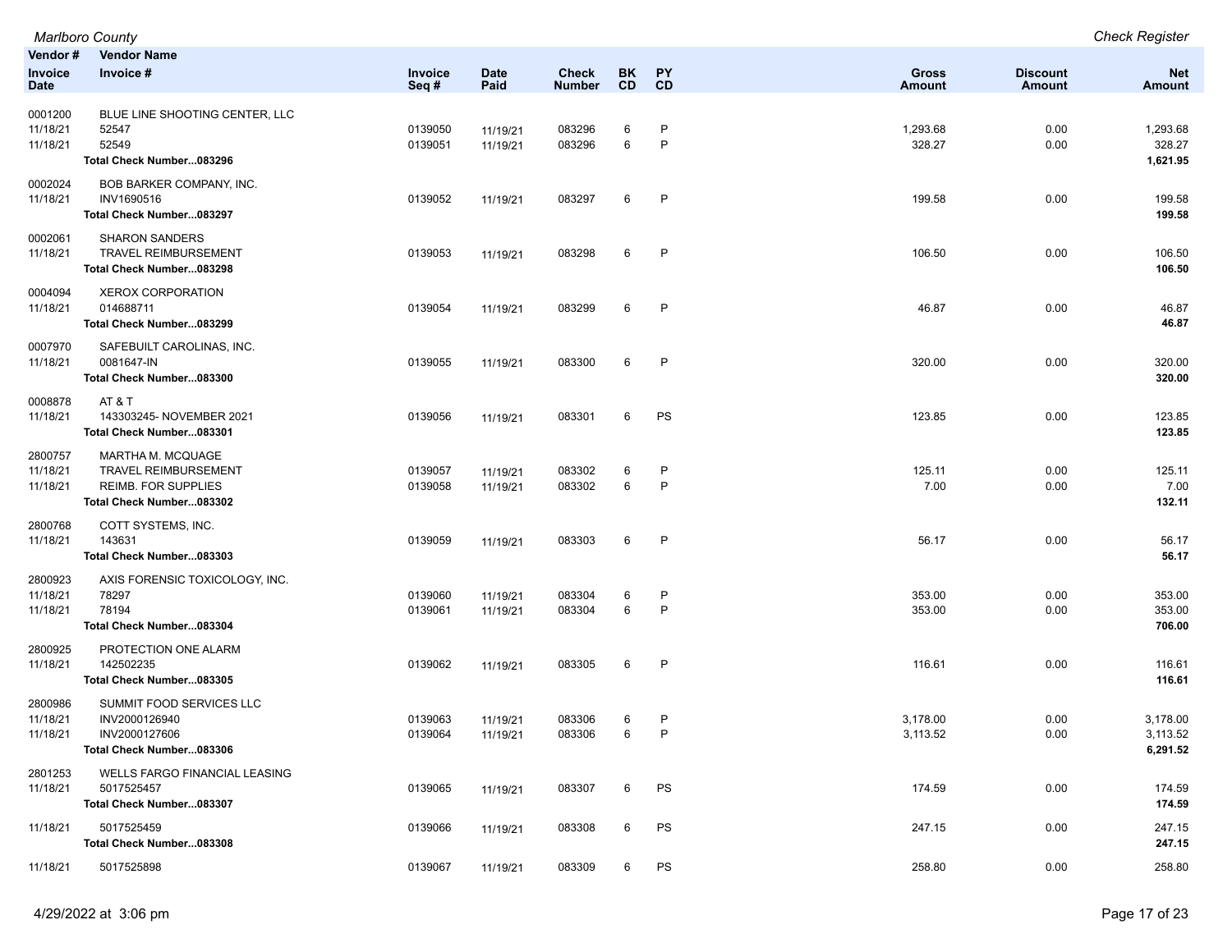| Vendor # | Vendor Name | | | | | | | | |
|---|---|---|---|---|---|---|---|---|---|
| Invoice Date | Invoice # | Invoice Seq # | Date Paid | Check Number | BK CD | PY CD | Gross Amount | Discount Amount | Net Amount |
| 0001200 | BLUE LINE SHOOTING CENTER, LLC | | | | | | | | |
| 11/18/21 | 52547 | 0139050 | 11/19/21 | 083296 | 6 | P | 1,293.68 | 0.00 | 1,293.68 |
| 11/18/21 | 52549 | 0139051 | 11/19/21 | 083296 | 6 | P | 328.27 | 0.00 | 328.27 |
| | **Total Check Number...083296** | | | | | | | | **1,621.95** |
| 0002024 | BOB BARKER COMPANY, INC. | | | | | | | | |
| 11/18/21 | INV1690516 | 0139052 | 11/19/21 | 083297 | 6 | P | 199.58 | 0.00 | 199.58 |
| | **Total Check Number...083297** | | | | | | | | **199.58** |
| 0002061 | SHARON SANDERS | | | | | | | | |
| 11/18/21 | TRAVEL REIMBURSEMENT | 0139053 | 11/19/21 | 083298 | 6 | P | 106.50 | 0.00 | 106.50 |
| | **Total Check Number...083298** | | | | | | | | **106.50** |
| 0004094 | XEROX CORPORATION | | | | | | | | |
| 11/18/21 | 014688711 | 0139054 | 11/19/21 | 083299 | 6 | P | 46.87 | 0.00 | 46.87 |
| | **Total Check Number...083299** | | | | | | | | **46.87** |
| 0007970 | SAFEBUILT CAROLINAS, INC. | | | | | | | | |
| 11/18/21 | 0081647-IN | 0139055 | 11/19/21 | 083300 | 6 | P | 320.00 | 0.00 | 320.00 |
| | **Total Check Number...083300** | | | | | | | | **320.00** |
| 0008878 | AT & T | | | | | | | | |
| 11/18/21 | 143303245- NOVEMBER 2021 | 0139056 | 11/19/21 | 083301 | 6 | PS | 123.85 | 0.00 | 123.85 |
| | **Total Check Number...083301** | | | | | | | | **123.85** |
| 2800757 | MARTHA M. MCQUAGE | | | | | | | | |
| 11/18/21 | TRAVEL REIMBURSEMENT | 0139057 | 11/19/21 | 083302 | 6 | P | 125.11 | 0.00 | 125.11 |
| 11/18/21 | REIMB. FOR SUPPLIES | 0139058 | 11/19/21 | 083302 | 6 | P | 7.00 | 0.00 | 7.00 |
| | **Total Check Number...083302** | | | | | | | | **132.11** |
| 2800768 | COTT SYSTEMS, INC. | | | | | | | | |
| 11/18/21 | 143631 | 0139059 | 11/19/21 | 083303 | 6 | P | 56.17 | 0.00 | 56.17 |
| | **Total Check Number...083303** | | | | | | | | **56.17** |
| 2800923 | AXIS FORENSIC TOXICOLOGY, INC. | | | | | | | | |
| 11/18/21 | 78297 | 0139060 | 11/19/21 | 083304 | 6 | P | 353.00 | 0.00 | 353.00 |
| 11/18/21 | 78194 | 0139061 | 11/19/21 | 083304 | 6 | P | 353.00 | 0.00 | 353.00 |
| | **Total Check Number...083304** | | | | | | | | **706.00** |
| 2800925 | PROTECTION ONE ALARM | | | | | | | | |
| 11/18/21 | 142502235 | 0139062 | 11/19/21 | 083305 | 6 | P | 116.61 | 0.00 | 116.61 |
| | **Total Check Number...083305** | | | | | | | | **116.61** |
| 2800986 | SUMMIT FOOD SERVICES LLC | | | | | | | | |
| 11/18/21 | INV2000126940 | 0139063 | 11/19/21 | 083306 | 6 | P | 3,178.00 | 0.00 | 3,178.00 |
| 11/18/21 | INV2000127606 | 0139064 | 11/19/21 | 083306 | 6 | P | 3,113.52 | 0.00 | 3,113.52 |
| | **Total Check Number...083306** | | | | | | | | **6,291.52** |
| 2801253 | WELLS FARGO FINANCIAL LEASING | | | | | | | | |
| 11/18/21 | 5017525457 | 0139065 | 11/19/21 | 083307 | 6 | PS | 174.59 | 0.00 | 174.59 |
| | **Total Check Number...083307** | | | | | | | | **174.59** |
| 11/18/21 | 5017525459 | 0139066 | 11/19/21 | 083308 | 6 | PS | 247.15 | 0.00 | 247.15 |
| | **Total Check Number...083308** | | | | | | | | **247.15** |
| 11/18/21 | 5017525898 | 0139067 | 11/19/21 | 083309 | 6 | PS | 258.80 | 0.00 | 258.80 |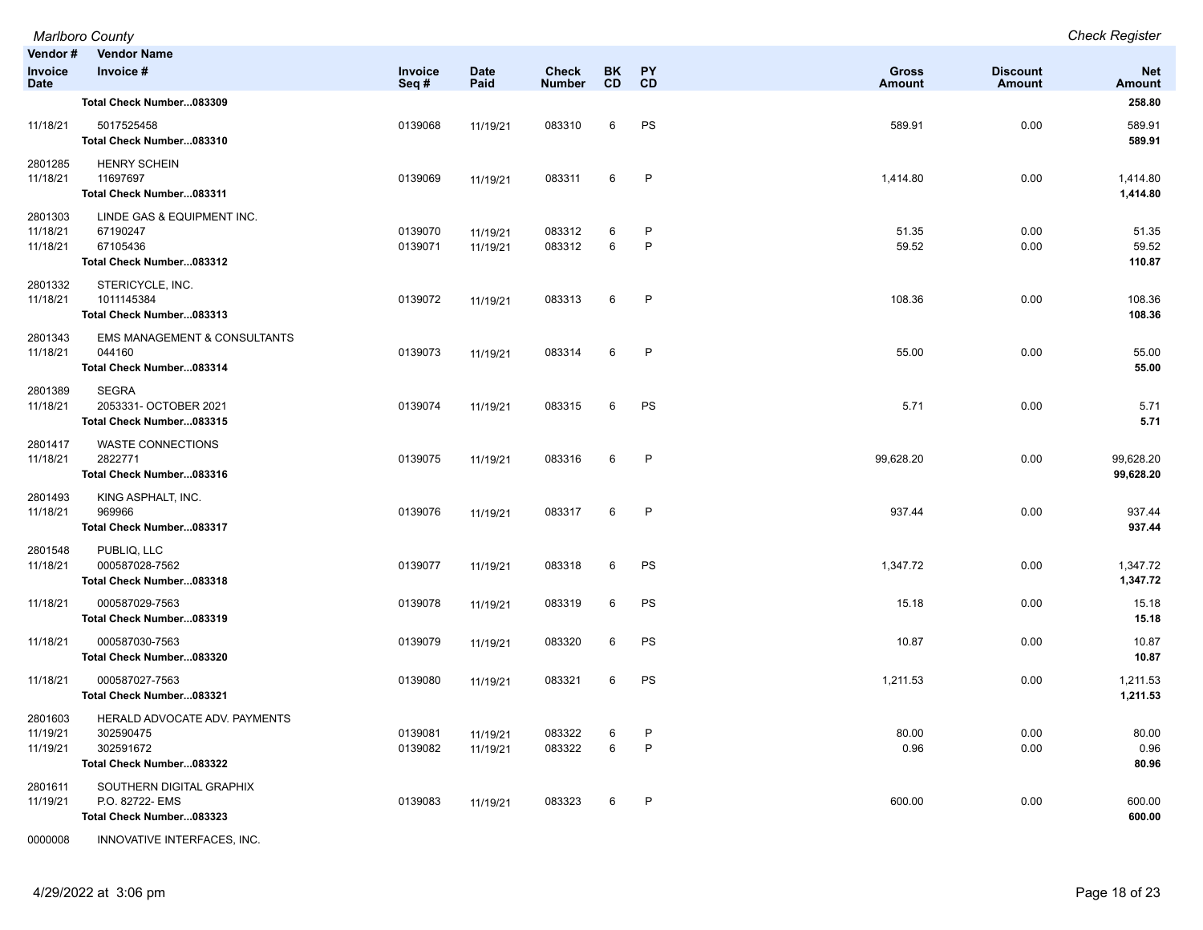| Vendor # | Vendor Name | | | | | | | | |
|---|---|---|---|---|---|---|---|---|---|
| Invoice Date | Invoice # | Invoice Seq # | Date Paid | Check Number | BK CD | PY CD | Gross Amount | Discount Amount | Net Amount |
| | **Total Check Number...083309** | | | | | | | | **258.80** |
| 11/18/21 | 5017525458 | 0139068 | 11/19/21 | 083310 | 6 | PS | 589.91 | 0.00 | 589.91 |
| | **Total Check Number...083310** | | | | | | | | **589.91** |
| 2801285 | HENRY SCHEIN | | | | | | | | |
| 11/18/21 | 11697697 | 0139069 | 11/19/21 | 083311 | 6 | P | 1,414.80 | 0.00 | 1,414.80 |
| | **Total Check Number...083311** | | | | | | | | **1,414.80** |
| 2801303 | LINDE GAS & EQUIPMENT INC. | | | | | | | | |
| 11/18/21 | 67190247 | 0139070 | 11/19/21 | 083312 | 6 | P | 51.35 | 0.00 | 51.35 |
| 11/18/21 | 67105436 | 0139071 | 11/19/21 | 083312 | 6 | P | 59.52 | 0.00 | 59.52 |
| | **Total Check Number...083312** | | | | | | | | **110.87** |
| 2801332 | STERICYCLE, INC. | | | | | | | | |
| 11/18/21 | 1011145384 | 0139072 | 11/19/21 | 083313 | 6 | P | 108.36 | 0.00 | 108.36 |
| | **Total Check Number...083313** | | | | | | | | **108.36** |
| 2801343 | EMS MANAGEMENT & CONSULTANTS | | | | | | | | |
| 11/18/21 | 044160 | 0139073 | 11/19/21 | 083314 | 6 | P | 55.00 | 0.00 | 55.00 |
| | **Total Check Number...083314** | | | | | | | | **55.00** |
| 2801389 | SEGRA | | | | | | | | |
| 11/18/21 | 2053331- OCTOBER 2021 | 0139074 | 11/19/21 | 083315 | 6 | PS | 5.71 | 0.00 | 5.71 |
| | **Total Check Number...083315** | | | | | | | | **5.71** |
| 2801417 | WASTE CONNECTIONS | | | | | | | | |
| 11/18/21 | 2822771 | 0139075 | 11/19/21 | 083316 | 6 | P | 99,628.20 | 0.00 | 99,628.20 |
| | **Total Check Number...083316** | | | | | | | | **99,628.20** |
| 2801493 | KING ASPHALT, INC. | | | | | | | | |
| 11/18/21 | 969966 | 0139076 | 11/19/21 | 083317 | 6 | P | 937.44 | 0.00 | 937.44 |
| | **Total Check Number...083317** | | | | | | | | **937.44** |
| 2801548 | PUBLIQ, LLC | | | | | | | | |
| 11/18/21 | 000587028-7562 | 0139077 | 11/19/21 | 083318 | 6 | PS | 1,347.72 | 0.00 | 1,347.72 |
| | **Total Check Number...083318** | | | | | | | | **1,347.72** |
| 11/18/21 | 000587029-7563 | 0139078 | 11/19/21 | 083319 | 6 | PS | 15.18 | 0.00 | 15.18 |
| | **Total Check Number...083319** | | | | | | | | **15.18** |
| 11/18/21 | 000587030-7563 | 0139079 | 11/19/21 | 083320 | 6 | PS | 10.87 | 0.00 | 10.87 |
| | **Total Check Number...083320** | | | | | | | | **10.87** |
| 11/18/21 | 000587027-7563 | 0139080 | 11/19/21 | 083321 | 6 | PS | 1,211.53 | 0.00 | 1,211.53 |
| | **Total Check Number...083321** | | | | | | | | **1,211.53** |
| 2801603 | HERALD ADVOCATE ADV. PAYMENTS | | | | | | | | |
| 11/19/21 | 302590475 | 0139081 | 11/19/21 | 083322 | 6 | P | 80.00 | 0.00 | 80.00 |
| 11/19/21 | 302591672 | 0139082 | 11/19/21 | 083322 | 6 | P | 0.96 | 0.00 | 0.96 |
| | **Total Check Number...083322** | | | | | | | | **80.96** |
| 2801611 | SOUTHERN DIGITAL GRAPHIX | | | | | | | | |
| 11/19/21 | P.O. 82722- EMS | 0139083 | 11/19/21 | 083323 | 6 | P | 600.00 | 0.00 | 600.00 |
| | **Total Check Number...083323** | | | | | | | | **600.00** |
| 0000008 | INNOVATIVE INTERFACES, INC. | | | | | | | | |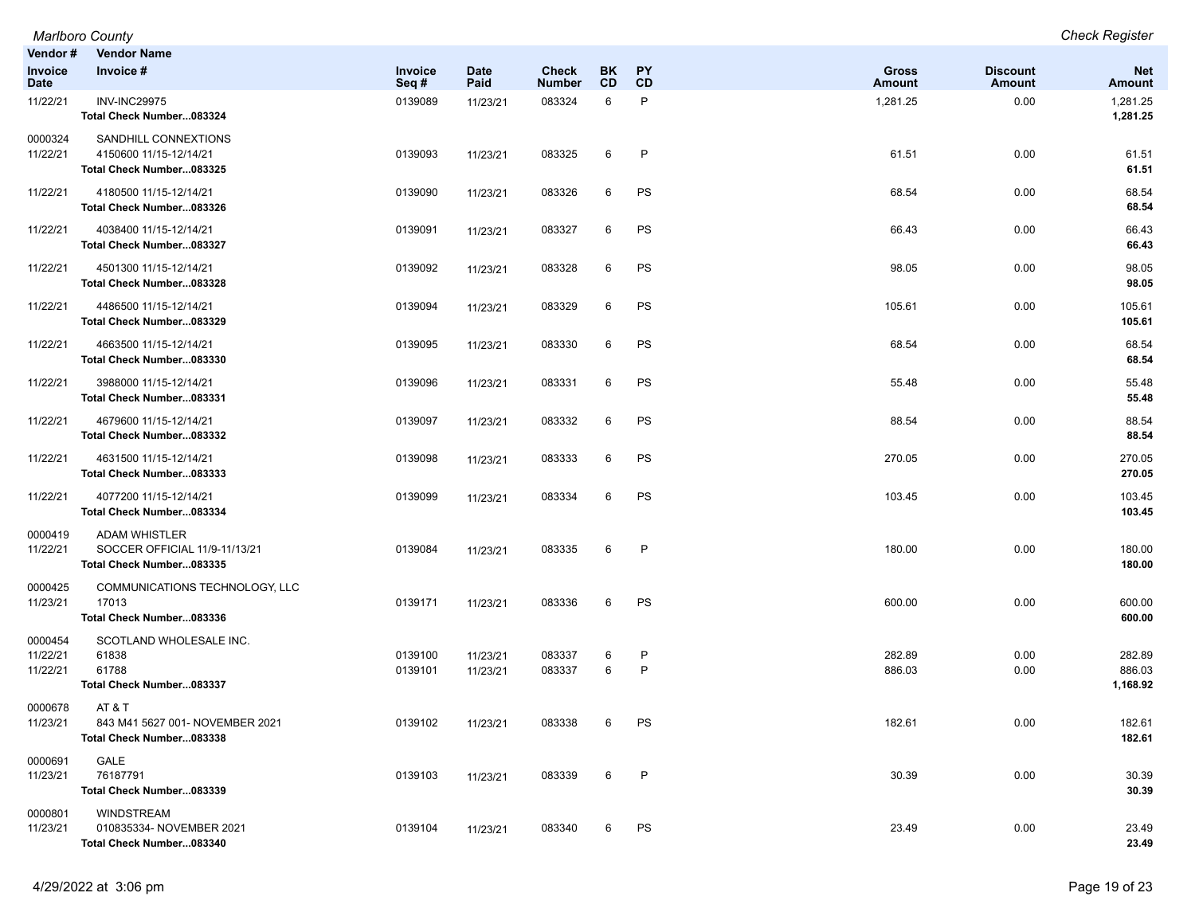| Vendor # | Vendor Name | | | | | | | | |
|---|---|---|---|---|---|---|---|---|---|
| Invoice Date | Invoice # | Invoice Seq # | Date Paid | Check Number | BK CD | PY CD | Gross Amount | Discount Amount | Net Amount |
| 11/22/21 | INV-INC29975 | 0139089 | 11/23/21 | 083324 | 6 | P | 1,281.25 | 0.00 | 1,281.25 |
| | **Total Check Number...083324** | | | | | | | | **1,281.25** |
| 0000324 | SANDHILL CONNEXTIONS | | | | | | | | |
| 11/22/21 | 4150600 11/15-12/14/21 | 0139093 | 11/23/21 | 083325 | 6 | P | 61.51 | 0.00 | 61.51 |
| | **Total Check Number...083325** | | | | | | | | **61.51** |
| 11/22/21 | 4180500 11/15-12/14/21 | 0139090 | 11/23/21 | 083326 | 6 | PS | 68.54 | 0.00 | 68.54 |
| | **Total Check Number...083326** | | | | | | | | **68.54** |
| 11/22/21 | 4038400 11/15-12/14/21 | 0139091 | 11/23/21 | 083327 | 6 | PS | 66.43 | 0.00 | 66.43 |
| | **Total Check Number...083327** | | | | | | | | **66.43** |
| 11/22/21 | 4501300 11/15-12/14/21 | 0139092 | 11/23/21 | 083328 | 6 | PS | 98.05 | 0.00 | 98.05 |
| | **Total Check Number...083328** | | | | | | | | **98.05** |
| 11/22/21 | 4486500 11/15-12/14/21 | 0139094 | 11/23/21 | 083329 | 6 | PS | 105.61 | 0.00 | 105.61 |
| | **Total Check Number...083329** | | | | | | | | **105.61** |
| 11/22/21 | 4663500 11/15-12/14/21 | 0139095 | 11/23/21 | 083330 | 6 | PS | 68.54 | 0.00 | 68.54 |
| | **Total Check Number...083330** | | | | | | | | **68.54** |
| 11/22/21 | 3988000 11/15-12/14/21 | 0139096 | 11/23/21 | 083331 | 6 | PS | 55.48 | 0.00 | 55.48 |
| | **Total Check Number...083331** | | | | | | | | **55.48** |
| 11/22/21 | 4679600 11/15-12/14/21 | 0139097 | 11/23/21 | 083332 | 6 | PS | 88.54 | 0.00 | 88.54 |
| | **Total Check Number...083332** | | | | | | | | **88.54** |
| 11/22/21 | 4631500 11/15-12/14/21 | 0139098 | 11/23/21 | 083333 | 6 | PS | 270.05 | 0.00 | 270.05 |
| | **Total Check Number...083333** | | | | | | | | **270.05** |
| 11/22/21 | 4077200 11/15-12/14/21 | 0139099 | 11/23/21 | 083334 | 6 | PS | 103.45 | 0.00 | 103.45 |
| | **Total Check Number...083334** | | | | | | | | **103.45** |
| 0000419 | ADAM WHISTLER | | | | | | | | |
| 11/22/21 | SOCCER OFFICIAL 11/9-11/13/21 | 0139084 | 11/23/21 | 083335 | 6 | P | 180.00 | 0.00 | 180.00 |
| | **Total Check Number...083335** | | | | | | | | **180.00** |
| 0000425 | COMMUNICATIONS TECHNOLOGY, LLC | | | | | | | | |
| 11/23/21 | 17013 | 0139171 | 11/23/21 | 083336 | 6 | PS | 600.00 | 0.00 | 600.00 |
| | **Total Check Number...083336** | | | | | | | | **600.00** |
| 0000454 | SCOTLAND WHOLESALE INC. | | | | | | | | |
| 11/22/21 | 61838 | 0139100 | 11/23/21 | 083337 | 6 | P | 282.89 | 0.00 | 282.89 |
| 11/22/21 | 61788 | 0139101 | 11/23/21 | 083337 | 6 | P | 886.03 | 0.00 | 886.03 |
| | **Total Check Number...083337** | | | | | | | | **1,168.92** |
| 0000678 | AT & T | | | | | | | | |
| 11/23/21 | 843 M41 5627 001- NOVEMBER 2021 | 0139102 | 11/23/21 | 083338 | 6 | PS | 182.61 | 0.00 | 182.61 |
| | **Total Check Number...083338** | | | | | | | | **182.61** |
| 0000691 | GALE | | | | | | | | |
| 11/23/21 | 76187791 | 0139103 | 11/23/21 | 083339 | 6 | P | 30.39 | 0.00 | 30.39 |
| | **Total Check Number...083339** | | | | | | | | **30.39** |
| 0000801 | WINDSTREAM | | | | | | | | |
| 11/23/21 | 010835334- NOVEMBER 2021 | 0139104 | 11/23/21 | 083340 | 6 | PS | 23.49 | 0.00 | 23.49 |
| | **Total Check Number...083340** | | | | | | | | **23.49** |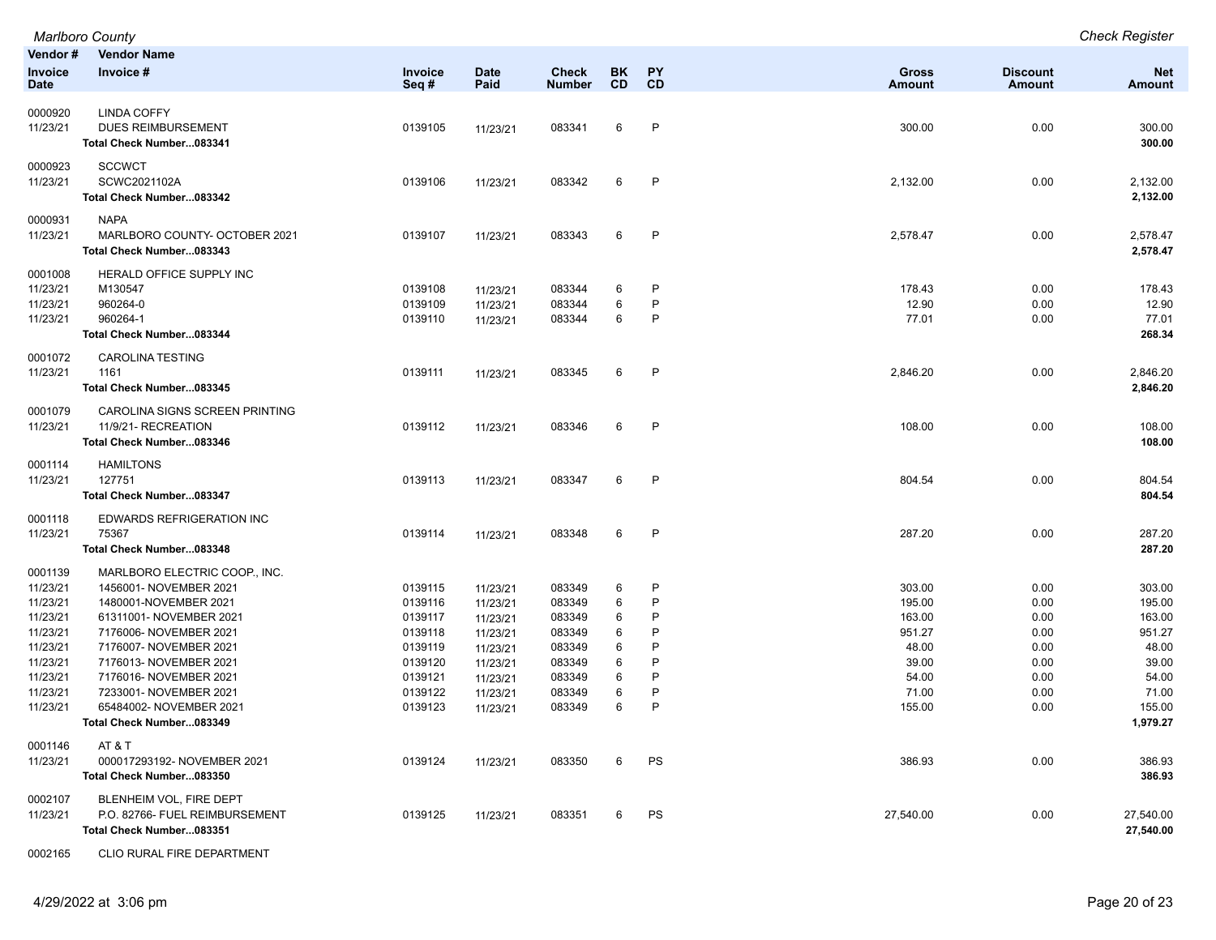| Vendor # / Invoice Date | Vendor Name / Invoice # | Invoice Seq # | Date Paid | Check Number | BK CD | PY CD | Gross Amount | Discount Amount | Net Amount |
|---|---|---|---|---|---|---|---|---|---|
| 0000920 | LINDA COFFY | | | | | | | | |
| 11/23/21 | DUES REIMBURSEMENT | 0139105 | 11/23/21 | 083341 | 6 | P | 300.00 | 0.00 | 300.00 |
| | **Total Check Number...083341** | | | | | | | | **300.00** |
| 0000923 | SCCWCT | | | | | | | | |
| 11/23/21 | SCWC2021102A | 0139106 | 11/23/21 | 083342 | 6 | P | 2,132.00 | 0.00 | 2,132.00 |
| | **Total Check Number...083342** | | | | | | | | **2,132.00** |
| 0000931 | NAPA | | | | | | | | |
| 11/23/21 | MARLBORO COUNTY- OCTOBER 2021 | 0139107 | 11/23/21 | 083343 | 6 | P | 2,578.47 | 0.00 | 2,578.47 |
| | **Total Check Number...083343** | | | | | | | | **2,578.47** |
| 0001008 | HERALD OFFICE SUPPLY INC | | | | | | | | |
| 11/23/21 | M130547 | 0139108 | 11/23/21 | 083344 | 6 | P | 178.43 | 0.00 | 178.43 |
| 11/23/21 | 960264-0 | 0139109 | 11/23/21 | 083344 | 6 | P | 12.90 | 0.00 | 12.90 |
| 11/23/21 | 960264-1 | 0139110 | 11/23/21 | 083344 | 6 | P | 77.01 | 0.00 | 77.01 |
| | **Total Check Number...083344** | | | | | | | | **268.34** |
| 0001072 | CAROLINA TESTING | | | | | | | | |
| 11/23/21 | 1161 | 0139111 | 11/23/21 | 083345 | 6 | P | 2,846.20 | 0.00 | 2,846.20 |
| | **Total Check Number...083345** | | | | | | | | **2,846.20** |
| 0001079 | CAROLINA SIGNS SCREEN PRINTING | | | | | | | | |
| 11/23/21 | 11/9/21- RECREATION | 0139112 | 11/23/21 | 083346 | 6 | P | 108.00 | 0.00 | 108.00 |
| | **Total Check Number...083346** | | | | | | | | **108.00** |
| 0001114 | HAMILTONS | | | | | | | | |
| 11/23/21 | 127751 | 0139113 | 11/23/21 | 083347 | 6 | P | 804.54 | 0.00 | 804.54 |
| | **Total Check Number...083347** | | | | | | | | **804.54** |
| 0001118 | EDWARDS REFRIGERATION INC | | | | | | | | |
| 11/23/21 | 75367 | 0139114 | 11/23/21 | 083348 | 6 | P | 287.20 | 0.00 | 287.20 |
| | **Total Check Number...083348** | | | | | | | | **287.20** |
| 0001139 | MARLBORO ELECTRIC COOP., INC. | | | | | | | | |
| 11/23/21 | 1456001- NOVEMBER 2021 | 0139115 | 11/23/21 | 083349 | 6 | P | 303.00 | 0.00 | 303.00 |
| 11/23/21 | 1480001-NOVEMBER 2021 | 0139116 | 11/23/21 | 083349 | 6 | P | 195.00 | 0.00 | 195.00 |
| 11/23/21 | 61311001- NOVEMBER 2021 | 0139117 | 11/23/21 | 083349 | 6 | P | 163.00 | 0.00 | 163.00 |
| 11/23/21 | 7176006- NOVEMBER 2021 | 0139118 | 11/23/21 | 083349 | 6 | P | 951.27 | 0.00 | 951.27 |
| 11/23/21 | 7176007- NOVEMBER 2021 | 0139119 | 11/23/21 | 083349 | 6 | P | 48.00 | 0.00 | 48.00 |
| 11/23/21 | 7176013- NOVEMBER 2021 | 0139120 | 11/23/21 | 083349 | 6 | P | 39.00 | 0.00 | 39.00 |
| 11/23/21 | 7176016- NOVEMBER 2021 | 0139121 | 11/23/21 | 083349 | 6 | P | 54.00 | 0.00 | 54.00 |
| 11/23/21 | 7233001- NOVEMBER 2021 | 0139122 | 11/23/21 | 083349 | 6 | P | 71.00 | 0.00 | 71.00 |
| 11/23/21 | 65484002- NOVEMBER 2021 | 0139123 | 11/23/21 | 083349 | 6 | P | 155.00 | 0.00 | 155.00 |
| | **Total Check Number...083349** | | | | | | | | **1,979.27** |
| 0001146 | AT & T | | | | | | | | |
| 11/23/21 | 000017293192- NOVEMBER 2021 | 0139124 | 11/23/21 | 083350 | 6 | PS | 386.93 | 0.00 | 386.93 |
| | **Total Check Number...083350** | | | | | | | | **386.93** |
| 0002107 | BLENHEIM VOL, FIRE DEPT | | | | | | | | |
| 11/23/21 | P.O. 82766- FUEL REIMBURSEMENT | 0139125 | 11/23/21 | 083351 | 6 | PS | 27,540.00 | 0.00 | 27,540.00 |
| | **Total Check Number...083351** | | | | | | | | **27,540.00** |
| 0002165 | CLIO RURAL FIRE DEPARTMENT | | | | | | | | |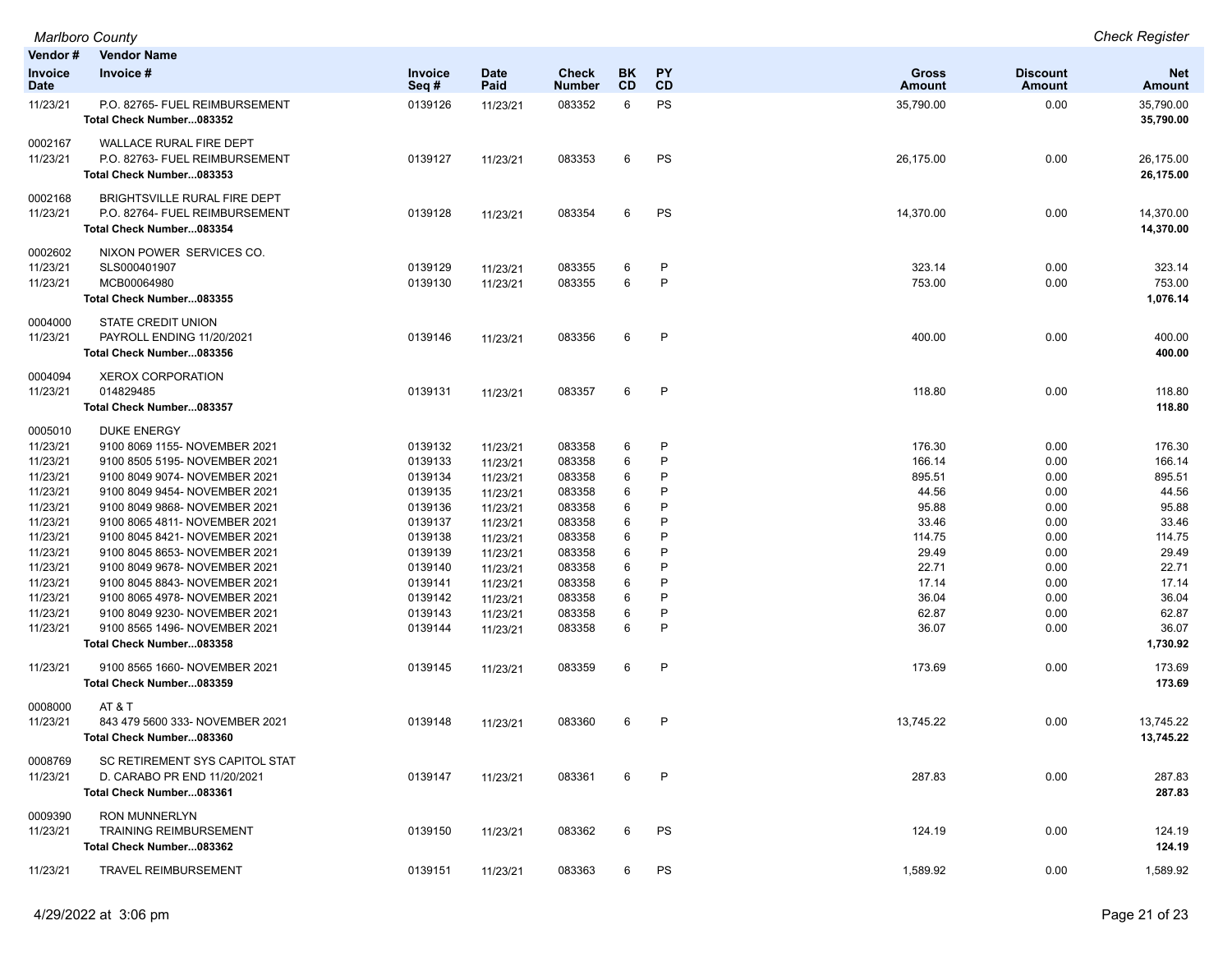| Vendor # | Vendor Name | | | | | | | | |
|---|---|---|---|---|---|---|---|---|---|
| Invoice Date | Invoice # | Invoice Seq # | Date Paid | Check Number | BK CD | PY CD | Gross Amount | Discount Amount | Net Amount |
| 11/23/21 | P.O. 82765- FUEL REIMBURSEMENT | 0139126 | 11/23/21 | 083352 | 6 | PS | 35,790.00 | 0.00 | 35,790.00 |
| | **Total Check Number...083352** | | | | | | | | **35,790.00** |
| 0002167 | WALLACE RURAL FIRE DEPT | | | | | | | | |
| 11/23/21 | P.O. 82763- FUEL REIMBURSEMENT | 0139127 | 11/23/21 | 083353 | 6 | PS | 26,175.00 | 0.00 | 26,175.00 |
| | **Total Check Number...083353** | | | | | | | | **26,175.00** |
| 0002168 | BRIGHTSVILLE RURAL FIRE DEPT | | | | | | | | |
| 11/23/21 | P.O. 82764- FUEL REIMBURSEMENT | 0139128 | 11/23/21 | 083354 | 6 | PS | 14,370.00 | 0.00 | 14,370.00 |
| | **Total Check Number...083354** | | | | | | | | **14,370.00** |
| 0002602 | NIXON POWER SERVICES CO. | | | | | | | | |
| 11/23/21 | SLS000401907 | 0139129 | 11/23/21 | 083355 | 6 | P | 323.14 | 0.00 | 323.14 |
| 11/23/21 | MCB00064980 | 0139130 | 11/23/21 | 083355 | 6 | P | 753.00 | 0.00 | 753.00 |
| | **Total Check Number...083355** | | | | | | | | **1,076.14** |
| 0004000 | STATE CREDIT UNION | | | | | | | | |
| 11/23/21 | PAYROLL ENDING 11/20/2021 | 0139146 | 11/23/21 | 083356 | 6 | P | 400.00 | 0.00 | 400.00 |
| | **Total Check Number...083356** | | | | | | | | **400.00** |
| 0004094 | XEROX CORPORATION | | | | | | | | |
| 11/23/21 | 014829485 | 0139131 | 11/23/21 | 083357 | 6 | P | 118.80 | 0.00 | 118.80 |
| | **Total Check Number...083357** | | | | | | | | **118.80** |
| 0005010 | DUKE ENERGY | | | | | | | | |
| 11/23/21 | 9100 8069 1155- NOVEMBER 2021 | 0139132 | 11/23/21 | 083358 | 6 | P | 176.30 | 0.00 | 176.30 |
| 11/23/21 | 9100 8505 5195- NOVEMBER 2021 | 0139133 | 11/23/21 | 083358 | 6 | P | 166.14 | 0.00 | 166.14 |
| 11/23/21 | 9100 8049 9074- NOVEMBER 2021 | 0139134 | 11/23/21 | 083358 | 6 | P | 895.51 | 0.00 | 895.51 |
| 11/23/21 | 9100 8049 9454- NOVEMBER 2021 | 0139135 | 11/23/21 | 083358 | 6 | P | 44.56 | 0.00 | 44.56 |
| 11/23/21 | 9100 8049 9868- NOVEMBER 2021 | 0139136 | 11/23/21 | 083358 | 6 | P | 95.88 | 0.00 | 95.88 |
| 11/23/21 | 9100 8065 4811- NOVEMBER 2021 | 0139137 | 11/23/21 | 083358 | 6 | P | 33.46 | 0.00 | 33.46 |
| 11/23/21 | 9100 8045 8421- NOVEMBER 2021 | 0139138 | 11/23/21 | 083358 | 6 | P | 114.75 | 0.00 | 114.75 |
| 11/23/21 | 9100 8045 8653- NOVEMBER 2021 | 0139139 | 11/23/21 | 083358 | 6 | P | 29.49 | 0.00 | 29.49 |
| 11/23/21 | 9100 8049 9678- NOVEMBER 2021 | 0139140 | 11/23/21 | 083358 | 6 | P | 22.71 | 0.00 | 22.71 |
| 11/23/21 | 9100 8045 8843- NOVEMBER 2021 | 0139141 | 11/23/21 | 083358 | 6 | P | 17.14 | 0.00 | 17.14 |
| 11/23/21 | 9100 8065 4978- NOVEMBER 2021 | 0139142 | 11/23/21 | 083358 | 6 | P | 36.04 | 0.00 | 36.04 |
| 11/23/21 | 9100 8049 9230- NOVEMBER 2021 | 0139143 | 11/23/21 | 083358 | 6 | P | 62.87 | 0.00 | 62.87 |
| 11/23/21 | 9100 8565 1496- NOVEMBER 2021 | 0139144 | 11/23/21 | 083358 | 6 | P | 36.07 | 0.00 | 36.07 |
| | **Total Check Number...083358** | | | | | | | | **1,730.92** |
| 11/23/21 | 9100 8565 1660- NOVEMBER 2021 | 0139145 | 11/23/21 | 083359 | 6 | P | 173.69 | 0.00 | 173.69 |
| | **Total Check Number...083359** | | | | | | | | **173.69** |
| 0008000 | AT & T | | | | | | | | |
| 11/23/21 | 843 479 5600 333- NOVEMBER 2021 | 0139148 | 11/23/21 | 083360 | 6 | P | 13,745.22 | 0.00 | 13,745.22 |
| | **Total Check Number...083360** | | | | | | | | **13,745.22** |
| 0008769 | SC RETIREMENT SYS CAPITOL STAT | | | | | | | | |
| 11/23/21 | D. CARABO PR END 11/20/2021 | 0139147 | 11/23/21 | 083361 | 6 | P | 287.83 | 0.00 | 287.83 |
| | **Total Check Number...083361** | | | | | | | | **287.83** |
| 0009390 | RON MUNNERLYN | | | | | | | | |
| 11/23/21 | TRAINING REIMBURSEMENT | 0139150 | 11/23/21 | 083362 | 6 | PS | 124.19 | 0.00 | 124.19 |
| | **Total Check Number...083362** | | | | | | | | **124.19** |
| 11/23/21 | TRAVEL REIMBURSEMENT | 0139151 | 11/23/21 | 083363 | 6 | PS | 1,589.92 | 0.00 | 1,589.92 |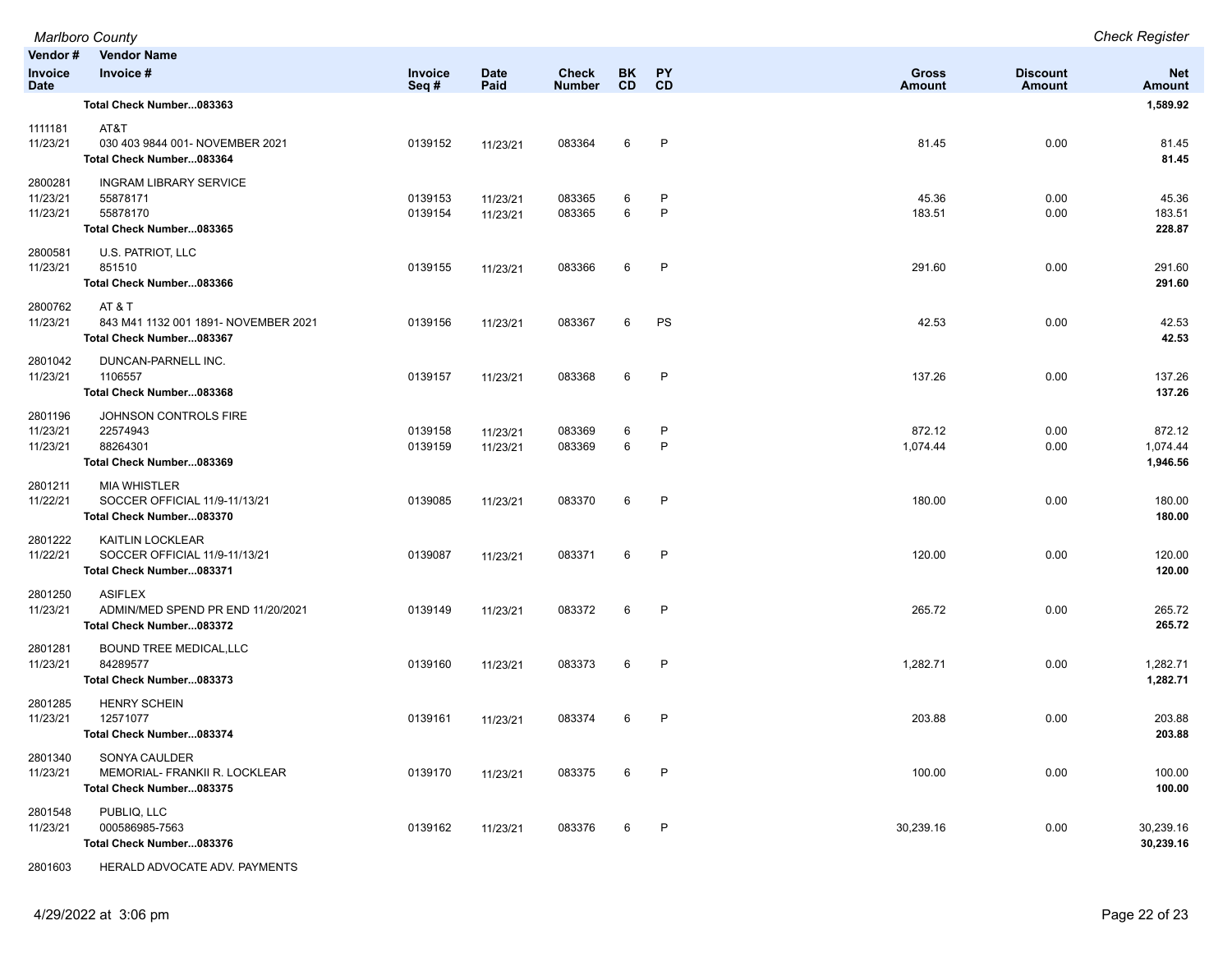| Vendor # / Invoice Date | Vendor Name / Invoice # | Invoice Seq # | Date Paid | Check Number | BK CD | PY CD | Gross Amount | Discount Amount | Net Amount |
|---|---|---|---|---|---|---|---|---|---|
| | **Total Check Number...083363** | | | | | | | | **1,589.92** |
| 1111181 | AT&T | | | | | | | | |
| 11/23/21 | 030 403 9844 001- NOVEMBER 2021 | 0139152 | 11/23/21 | 083364 | 6 | P | 81.45 | 0.00 | 81.45 |
| | **Total Check Number...083364** | | | | | | | | **81.45** |
| 2800281 | INGRAM LIBRARY SERVICE | | | | | | | | |
| 11/23/21 | 55878171 | 0139153 | 11/23/21 | 083365 | 6 | P | 45.36 | 0.00 | 45.36 |
| 11/23/21 | 55878170 | 0139154 | 11/23/21 | 083365 | 6 | P | 183.51 | 0.00 | 183.51 |
| | **Total Check Number...083365** | | | | | | | | **228.87** |
| 2800581 | U.S. PATRIOT, LLC | | | | | | | | |
| 11/23/21 | 851510 | 0139155 | 11/23/21 | 083366 | 6 | P | 291.60 | 0.00 | 291.60 |
| | **Total Check Number...083366** | | | | | | | | **291.60** |
| 2800762 | AT & T | | | | | | | | |
| 11/23/21 | 843 M41 1132 001 1891- NOVEMBER 2021 | 0139156 | 11/23/21 | 083367 | 6 | PS | 42.53 | 0.00 | 42.53 |
| | **Total Check Number...083367** | | | | | | | | **42.53** |
| 2801042 | DUNCAN-PARNELL INC. | | | | | | | | |
| 11/23/21 | 1106557 | 0139157 | 11/23/21 | 083368 | 6 | P | 137.26 | 0.00 | 137.26 |
| | **Total Check Number...083368** | | | | | | | | **137.26** |
| 2801196 | JOHNSON CONTROLS FIRE | | | | | | | | |
| 11/23/21 | 22574943 | 0139158 | 11/23/21 | 083369 | 6 | P | 872.12 | 0.00 | 872.12 |
| 11/23/21 | 88264301 | 0139159 | 11/23/21 | 083369 | 6 | P | 1,074.44 | 0.00 | 1,074.44 |
| | **Total Check Number...083369** | | | | | | | | **1,946.56** |
| 2801211 | MIA WHISTLER | | | | | | | | |
| 11/22/21 | SOCCER OFFICIAL 11/9-11/13/21 | 0139085 | 11/23/21 | 083370 | 6 | P | 180.00 | 0.00 | 180.00 |
| | **Total Check Number...083370** | | | | | | | | **180.00** |
| 2801222 | KAITLIN LOCKLEAR | | | | | | | | |
| 11/22/21 | SOCCER OFFICIAL 11/9-11/13/21 | 0139087 | 11/23/21 | 083371 | 6 | P | 120.00 | 0.00 | 120.00 |
| | **Total Check Number...083371** | | | | | | | | **120.00** |
| 2801250 | ASIFLEX | | | | | | | | |
| 11/23/21 | ADMIN/MED SPEND PR END 11/20/2021 | 0139149 | 11/23/21 | 083372 | 6 | P | 265.72 | 0.00 | 265.72 |
| | **Total Check Number...083372** | | | | | | | | **265.72** |
| 2801281 | BOUND TREE MEDICAL,LLC | | | | | | | | |
| 11/23/21 | 84289577 | 0139160 | 11/23/21 | 083373 | 6 | P | 1,282.71 | 0.00 | 1,282.71 |
| | **Total Check Number...083373** | | | | | | | | **1,282.71** |
| 2801285 | HENRY SCHEIN | | | | | | | | |
| 11/23/21 | 12571077 | 0139161 | 11/23/21 | 083374 | 6 | P | 203.88 | 0.00 | 203.88 |
| | **Total Check Number...083374** | | | | | | | | **203.88** |
| 2801340 | SONYA CAULDER | | | | | | | | |
| 11/23/21 | MEMORIAL- FRANKII R. LOCKLEAR | 0139170 | 11/23/21 | 083375 | 6 | P | 100.00 | 0.00 | 100.00 |
| | **Total Check Number...083375** | | | | | | | | **100.00** |
| 2801548 | PUBLIQ, LLC | | | | | | | | |
| 11/23/21 | 000586985-7563 | 0139162 | 11/23/21 | 083376 | 6 | P | 30,239.16 | 0.00 | 30,239.16 |
| | **Total Check Number...083376** | | | | | | | | **30,239.16** |
| 2801603 | HERALD ADVOCATE ADV. PAYMENTS | | | | | | | | |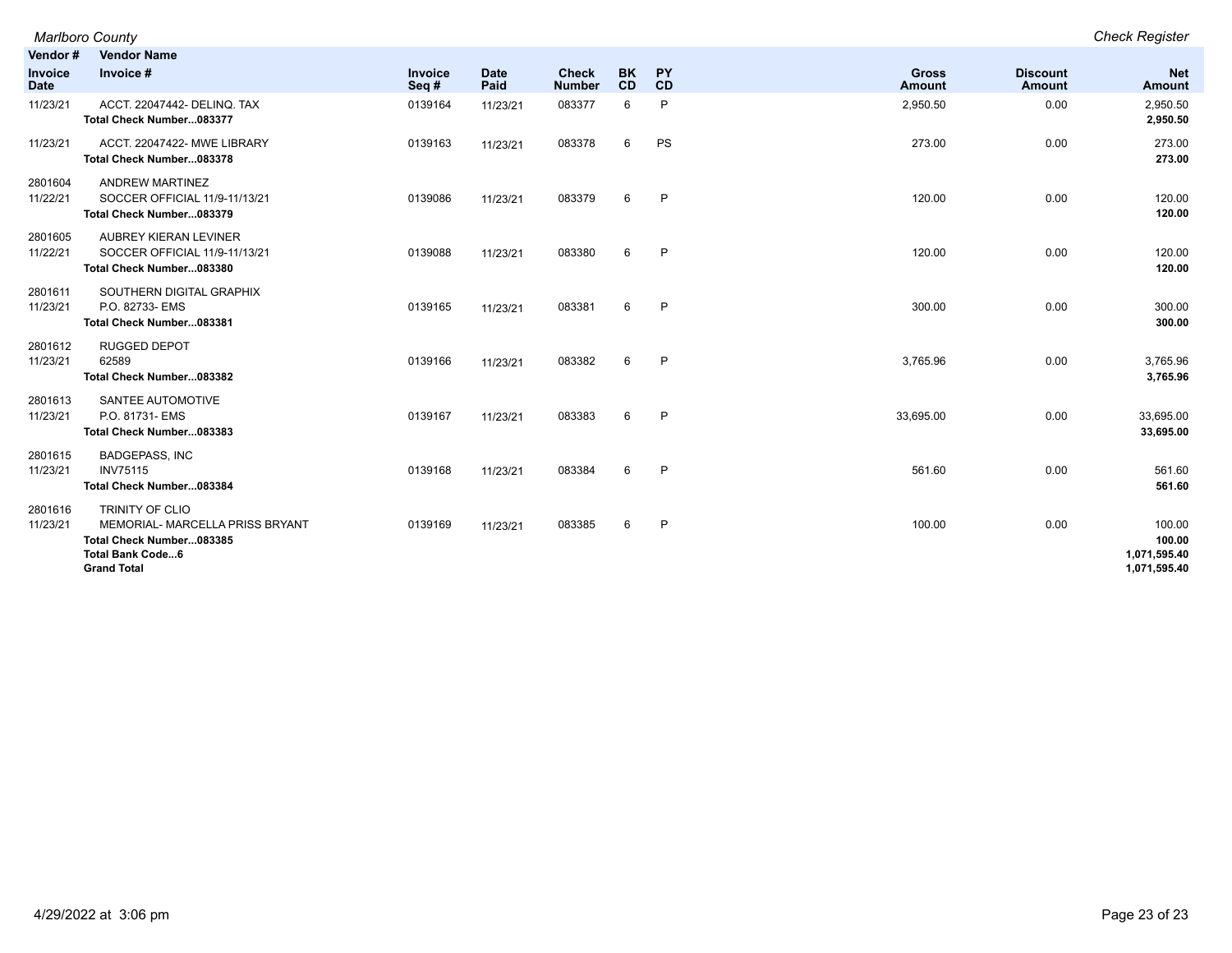| Vendor # / Invoice Date | Vendor Name / Invoice # | Invoice Seq # | Date Paid | Check Number | BK CD | PY CD | Gross Amount | Discount Amount | Net Amount |
|---|---|---|---|---|---|---|---|---|---|
| 11/23/21 | ACCT. 22047442- DELINQ. TAX | 0139164 | 11/23/21 | 083377 | 6 | P | 2,950.50 | 0.00 | 2,950.50 |
| | **Total Check Number...083377** | | | | | | | | **2,950.50** |
| 11/23/21 | ACCT. 22047422- MWE LIBRARY | 0139163 | 11/23/21 | 083378 | 6 | PS | 273.00 | 0.00 | 273.00 |
| | **Total Check Number...083378** | | | | | | | | **273.00** |
| 2801604 | ANDREW MARTINEZ | | | | | | | | |
| 11/22/21 | SOCCER OFFICIAL 11/9-11/13/21 | 0139086 | 11/23/21 | 083379 | 6 | P | 120.00 | 0.00 | 120.00 |
| | **Total Check Number...083379** | | | | | | | | **120.00** |
| 2801605 | AUBREY KIERAN LEVINER | | | | | | | | |
| 11/22/21 | SOCCER OFFICIAL 11/9-11/13/21 | 0139088 | 11/23/21 | 083380 | 6 | P | 120.00 | 0.00 | 120.00 |
| | **Total Check Number...083380** | | | | | | | | **120.00** |
| 2801611 | SOUTHERN DIGITAL GRAPHIX | | | | | | | | |
| 11/23/21 | P.O. 82733- EMS | 0139165 | 11/23/21 | 083381 | 6 | P | 300.00 | 0.00 | 300.00 |
| | **Total Check Number...083381** | | | | | | | | **300.00** |
| 2801612 | RUGGED DEPOT | | | | | | | | |
| 11/23/21 | 62589 | 0139166 | 11/23/21 | 083382 | 6 | P | 3,765.96 | 0.00 | 3,765.96 |
| | **Total Check Number...083382** | | | | | | | | **3,765.96** |
| 2801613 | SANTEE AUTOMOTIVE | | | | | | | | |
| 11/23/21 | P.O. 81731- EMS | 0139167 | 11/23/21 | 083383 | 6 | P | 33,695.00 | 0.00 | 33,695.00 |
| | **Total Check Number...083383** | | | | | | | | **33,695.00** |
| 2801615 | BADGEPASS, INC | | | | | | | | |
| 11/23/21 | INV75115 | 0139168 | 11/23/21 | 083384 | 6 | P | 561.60 | 0.00 | 561.60 |
| | **Total Check Number...083384** | | | | | | | | **561.60** |
| 2801616 | TRINITY OF CLIO | | | | | | | | |
| 11/23/21 | MEMORIAL- MARCELLA PRISS BRYANT | 0139169 | 11/23/21 | 083385 | 6 | P | 100.00 | 0.00 | 100.00 |
| | **Total Check Number...083385** | | | | | | | | **100.00** |
| | **Total Bank Code...6** | | | | | | | | **1,071,595.40** |
| | **Grand Total** | | | | | | | | **1,071,595.40** |